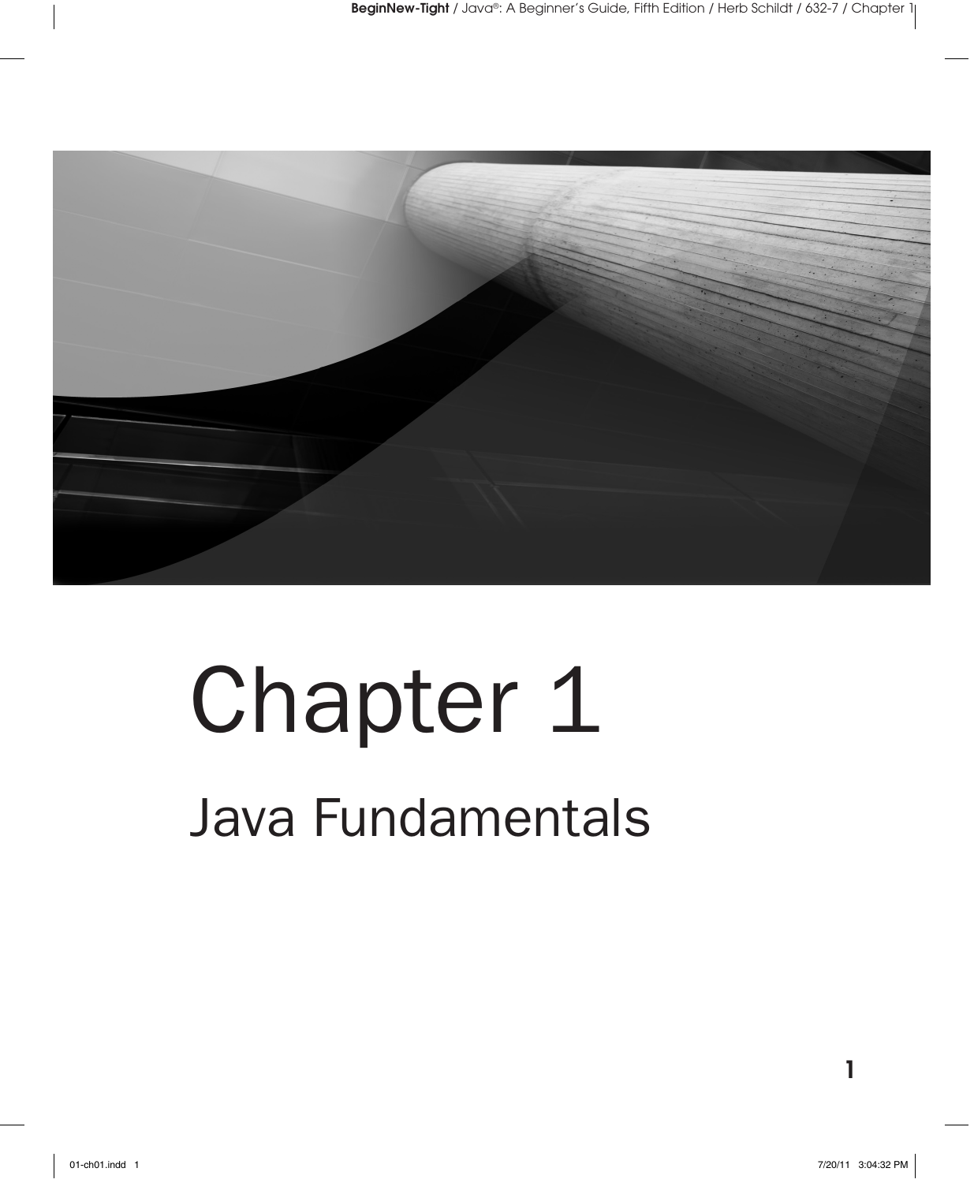# Chapter 1

## Java Fundamentals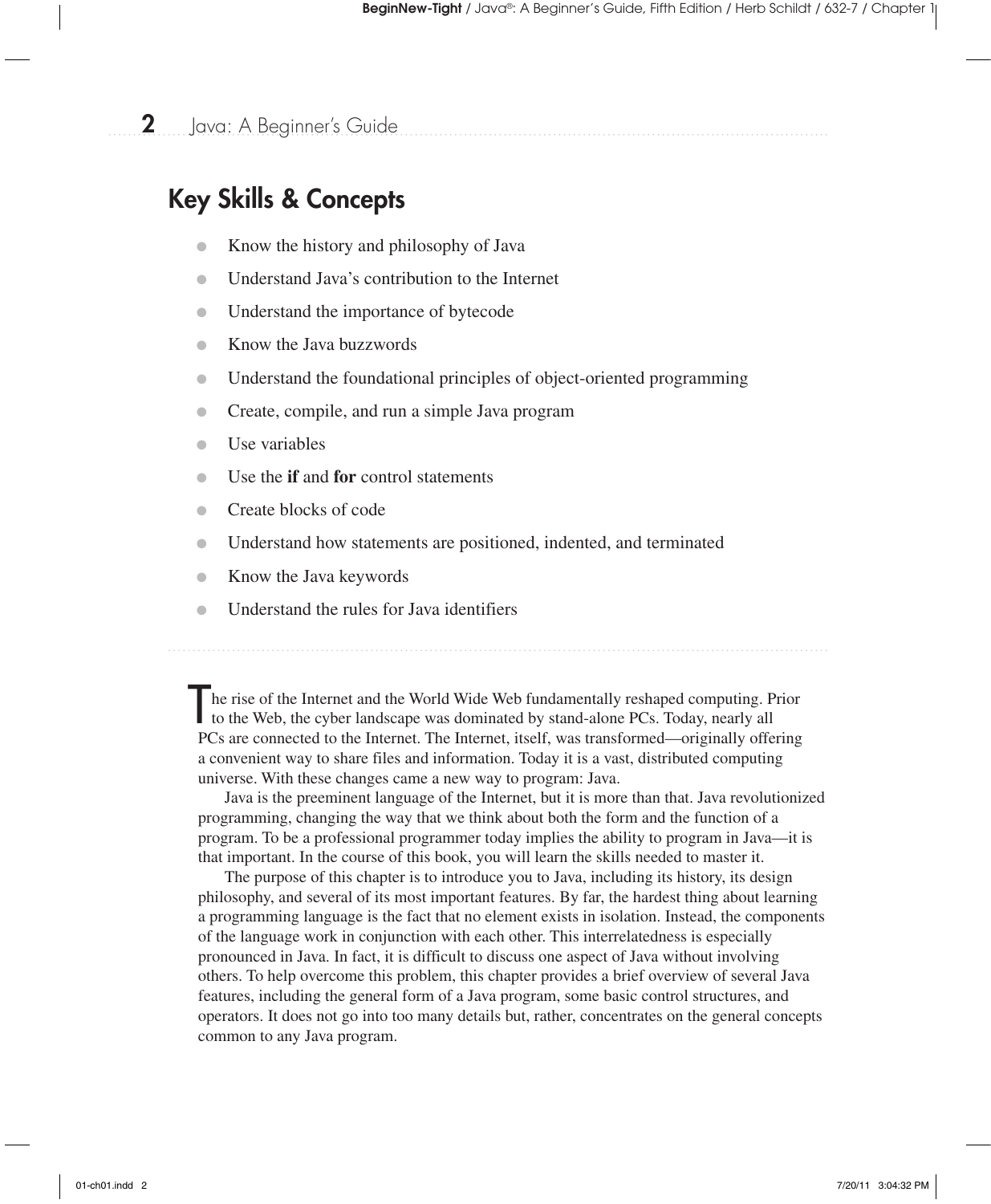## Key Skills & Concepts

- Know the history and philosophy of Java
- Understand Java's contribution to the Internet
- Understand the importance of bytecode
- Know the Java buzzwords
- Understand the foundational principles of object-oriented programming
- Create, compile, and run a simple Java program
- Use variables
- Use the **if** and **for** control statements
- Create blocks of code
- Understand how statements are positioned, indented, and terminated
- Know the Java keywords
- Understand the rules for Java identifiers

The rise of the Internet and the World Wide Web fundamentally reshaped computing. Prior to the Web, the cyber landscape was dominated by stand-alone PCs. Today, nearly all PCs are connected to the Internet. The Internet, itself, was transformed—originally offering a convenient way to share files and information. Today it is a vast, distributed computing universe. With these changes came a new way to program: Java.

Java is the preeminent language of the Internet, but it is more than that. Java revolutionized programming, changing the way that we think about both the form and the function of a program. To be a professional programmer today implies the ability to program in Java—it is that important. In the course of this book, you will learn the skills needed to master it.

The purpose of this chapter is to introduce you to Java, including its history, its design philosophy, and several of its most important features. By far, the hardest thing about learning a programming language is the fact that no element exists in isolation. Instead, the components of the language work in conjunction with each other. This interrelatedness is especially pronounced in Java. In fact, it is difficult to discuss one aspect of Java without involving others. To help overcome this problem, this chapter provides a brief overview of several Java features, including the general form of a Java program, some basic control structures, and operators. It does not go into too many details but, rather, concentrates on the general concepts common to any Java program.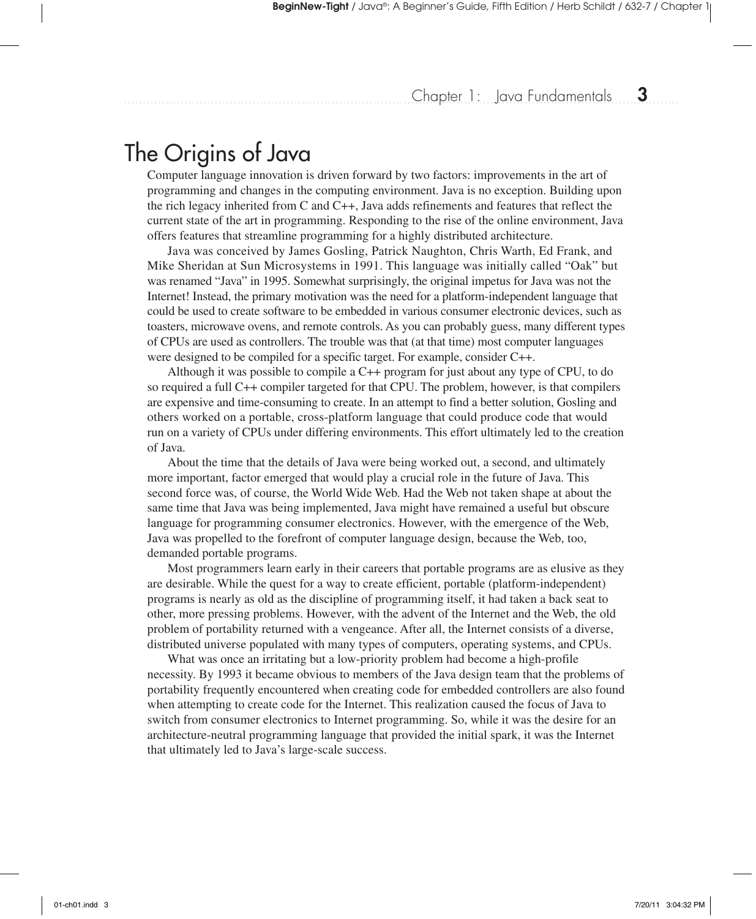# The Origins of Java

Computer language innovation is driven forward by two factors: improvements in the art of programming and changes in the computing environment. Java is no exception. Building upon the rich legacy inherited from C and C++, Java adds refinements and features that reflect the current state of the art in programming. Responding to the rise of the online environment, Java offers features that streamline programming for a highly distributed architecture.

Java was conceived by James Gosling, Patrick Naughton, Chris Warth, Ed Frank, and Mike Sheridan at Sun Microsystems in 1991. This language was initially called "Oak" but was renamed "Java" in 1995. Somewhat surprisingly, the original impetus for Java was not the Internet! Instead, the primary motivation was the need for a platform-independent language that could be used to create software to be embedded in various consumer electronic devices, such as toasters, microwave ovens, and remote controls. As you can probably guess, many different types of CPUs are used as controllers. The trouble was that (at that time) most computer languages were designed to be compiled for a specific target. For example, consider C++.

Although it was possible to compile a C++ program for just about any type of CPU, to do so required a full C++ compiler targeted for that CPU. The problem, however, is that compilers are expensive and time-consuming to create. In an attempt to find a better solution, Gosling and others worked on a portable, cross-platform language that could produce code that would run on a variety of CPUs under differing environments. This effort ultimately led to the creation of Java.

About the time that the details of Java were being worked out, a second, and ultimately more important, factor emerged that would play a crucial role in the future of Java. This second force was, of course, the World Wide Web. Had the Web not taken shape at about the same time that Java was being implemented, Java might have remained a useful but obscure language for programming consumer electronics. However, with the emergence of the Web, Java was propelled to the forefront of computer language design, because the Web, too, demanded portable programs.

Most programmers learn early in their careers that portable programs are as elusive as they are desirable. While the quest for a way to create efficient, portable (platform-independent) programs is nearly as old as the discipline of programming itself, it had taken a back seat to other, more pressing problems. However, with the advent of the Internet and the Web, the old problem of portability returned with a vengeance. After all, the Internet consists of a diverse, distributed universe populated with many types of computers, operating systems, and CPUs.

What was once an irritating but a low-priority problem had become a high-profile necessity. By 1993 it became obvious to members of the Java design team that the problems of portability frequently encountered when creating code for embedded controllers are also found when attempting to create code for the Internet. This realization caused the focus of Java to switch from consumer electronics to Internet programming. So, while it was the desire for an architecture-neutral programming language that provided the initial spark, it was the Internet that ultimately led to Java's large-scale success.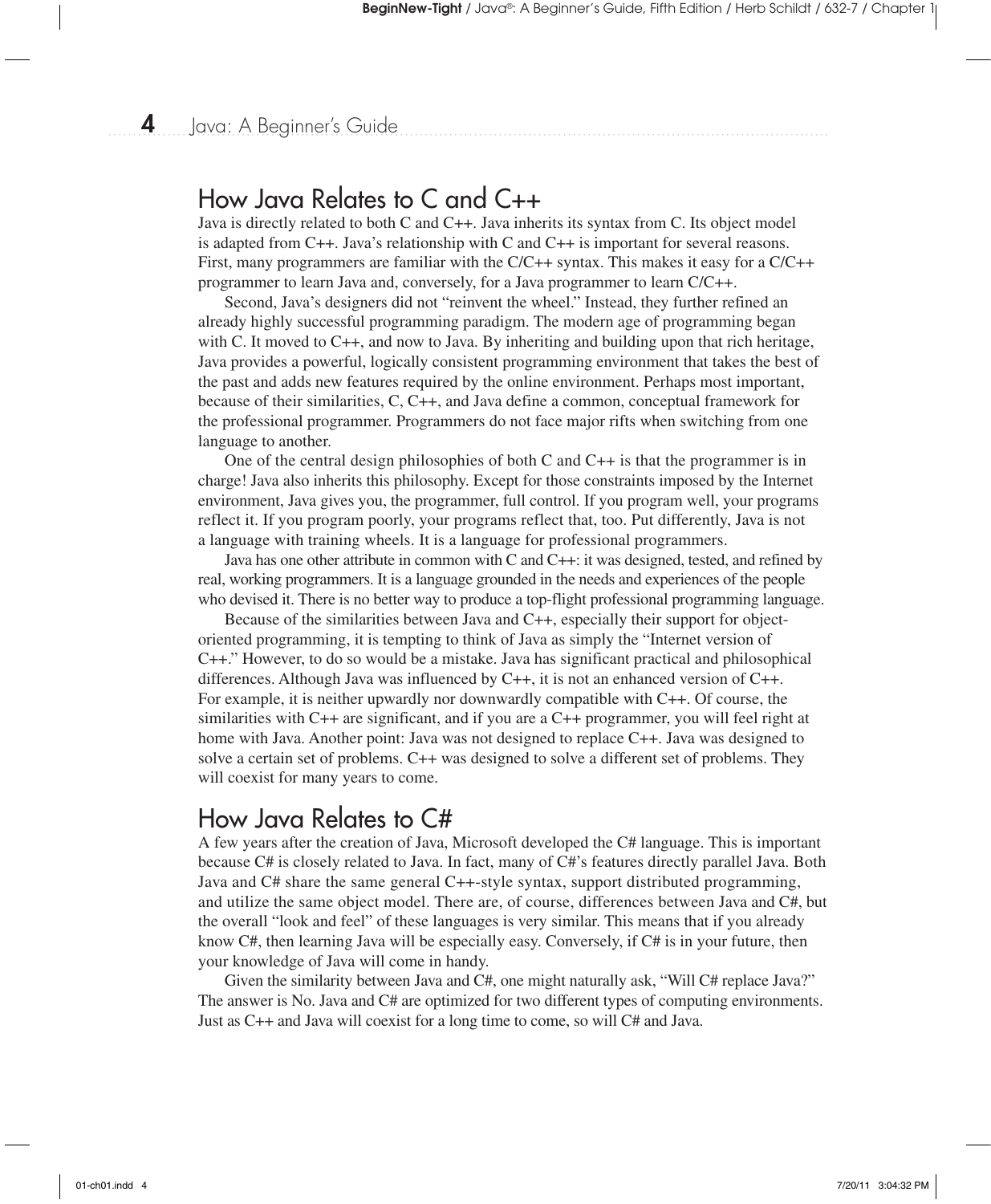## How Java Relates to C and C++

Java is directly related to both C and C++. Java inherits its syntax from C. Its object model is adapted from C++. Java's relationship with C and C++ is important for several reasons. First, many programmers are familiar with the C/C++ syntax. This makes it easy for a C/C++ programmer to learn Java and, conversely, for a Java programmer to learn C/C++.

Second, Java's designers did not "reinvent the wheel." Instead, they further refined an already highly successful programming paradigm. The modern age of programming began with C. It moved to C++, and now to Java. By inheriting and building upon that rich heritage, Java provides a powerful, logically consistent programming environment that takes the best of the past and adds new features required by the online environment. Perhaps most important, because of their similarities, C, C++, and Java define a common, conceptual framework for the professional programmer. Programmers do not face major rifts when switching from one language to another.

One of the central design philosophies of both C and C++ is that the programmer is in charge! Java also inherits this philosophy. Except for those constraints imposed by the Internet environment, Java gives you, the programmer, full control. If you program well, your programs reflect it. If you program poorly, your programs reflect that, too. Put differently, Java is not a language with training wheels. It is a language for professional programmers.

Java has one other attribute in common with C and C++: it was designed, tested, and refined by real, working programmers. It is a language grounded in the needs and experiences of the people who devised it. There is no better way to produce a top-flight professional programming language.

Because of the similarities between Java and C++, especially their support for object-oriented programming, it is tempting to think of Java as simply the "Internet version of C++." However, to do so would be a mistake. Java has significant practical and philosophical differences. Although Java was influenced by C++, it is not an enhanced version of C++. For example, it is neither upwardly nor downwardly compatible with C++. Of course, the similarities with C++ are significant, and if you are a C++ programmer, you will feel right at home with Java. Another point: Java was not designed to replace C++. Java was designed to solve a certain set of problems. C++ was designed to solve a different set of problems. They will coexist for many years to come.

## How Java Relates to C#

A few years after the creation of Java, Microsoft developed the C# language. This is important because C# is closely related to Java. In fact, many of C#'s features directly parallel Java. Both Java and C# share the same general C++-style syntax, support distributed programming, and utilize the same object model. There are, of course, differences between Java and C#, but the overall "look and feel" of these languages is very similar. This means that if you already know C#, then learning Java will be especially easy. Conversely, if C# is in your future, then your knowledge of Java will come in handy.

Given the similarity between Java and C#, one might naturally ask, "Will C# replace Java?" The answer is No. Java and C# are optimized for two different types of computing environments. Just as C++ and Java will coexist for a long time to come, so will C# and Java.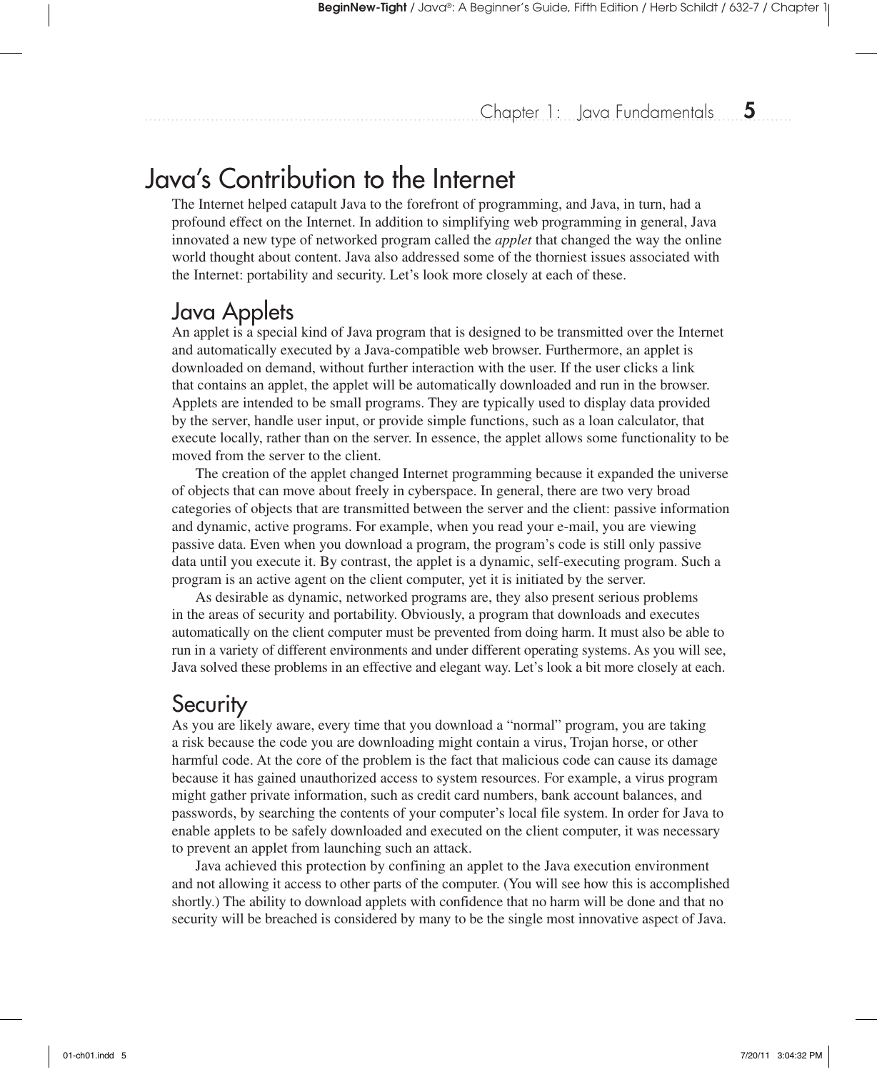## Java's Contribution to the Internet

The Internet helped catapult Java to the forefront of programming, and Java, in turn, had a profound effect on the Internet. In addition to simplifying web programming in general, Java innovated a new type of networked program called the *applet* that changed the way the online world thought about content. Java also addressed some of the thorniest issues associated with the Internet: portability and security. Let's look more closely at each of these.

### Java Applets

An applet is a special kind of Java program that is designed to be transmitted over the Internet and automatically executed by a Java-compatible web browser. Furthermore, an applet is downloaded on demand, without further interaction with the user. If the user clicks a link that contains an applet, the applet will be automatically downloaded and run in the browser. Applets are intended to be small programs. They are typically used to display data provided by the server, handle user input, or provide simple functions, such as a loan calculator, that execute locally, rather than on the server. In essence, the applet allows some functionality to be moved from the server to the client.

The creation of the applet changed Internet programming because it expanded the universe of objects that can move about freely in cyberspace. In general, there are two very broad categories of objects that are transmitted between the server and the client: passive information and dynamic, active programs. For example, when you read your e-mail, you are viewing passive data. Even when you download a program, the program's code is still only passive data until you execute it. By contrast, the applet is a dynamic, self-executing program. Such a program is an active agent on the client computer, yet it is initiated by the server.

As desirable as dynamic, networked programs are, they also present serious problems in the areas of security and portability. Obviously, a program that downloads and executes automatically on the client computer must be prevented from doing harm. It must also be able to run in a variety of different environments and under different operating systems. As you will see, Java solved these problems in an effective and elegant way. Let's look a bit more closely at each.

### Security

As you are likely aware, every time that you download a "normal" program, you are taking a risk because the code you are downloading might contain a virus, Trojan horse, or other harmful code. At the core of the problem is the fact that malicious code can cause its damage because it has gained unauthorized access to system resources. For example, a virus program might gather private information, such as credit card numbers, bank account balances, and passwords, by searching the contents of your computer's local file system. In order for Java to enable applets to be safely downloaded and executed on the client computer, it was necessary to prevent an applet from launching such an attack.

Java achieved this protection by confining an applet to the Java execution environment and not allowing it access to other parts of the computer. (You will see how this is accomplished shortly.) The ability to download applets with confidence that no harm will be done and that no security will be breached is considered by many to be the single most innovative aspect of Java.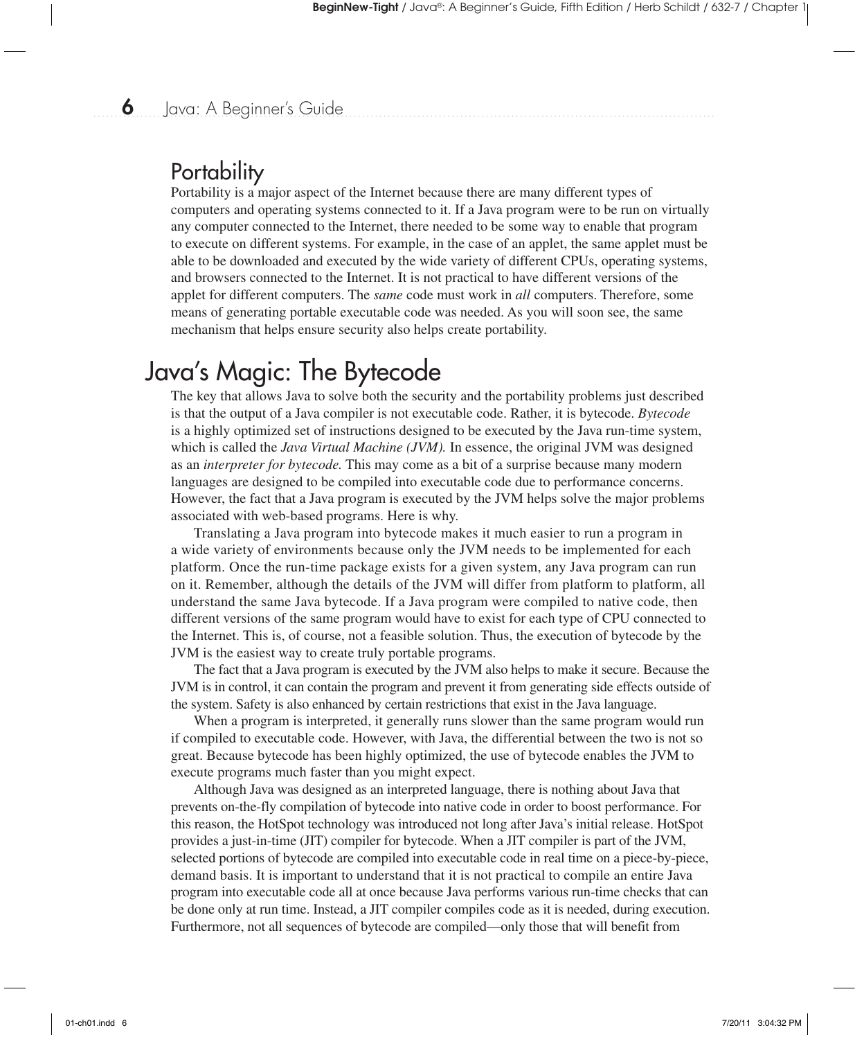## Portability

Portability is a major aspect of the Internet because there are many different types of computers and operating systems connected to it. If a Java program were to be run on virtually any computer connected to the Internet, there needed to be some way to enable that program to execute on different systems. For example, in the case of an applet, the same applet must be able to be downloaded and executed by the wide variety of different CPUs, operating systems, and browsers connected to the Internet. It is not practical to have different versions of the applet for different computers. The *same* code must work in *all* computers. Therefore, some means of generating portable executable code was needed. As you will soon see, the same mechanism that helps ensure security also helps create portability.

# Java's Magic: The Bytecode

The key that allows Java to solve both the security and the portability problems just described is that the output of a Java compiler is not executable code. Rather, it is bytecode. *Bytecode* is a highly optimized set of instructions designed to be executed by the Java run-time system, which is called the *Java Virtual Machine (JVM).* In essence, the original JVM was designed as an *interpreter for bytecode.* This may come as a bit of a surprise because many modern languages are designed to be compiled into executable code due to performance concerns. However, the fact that a Java program is executed by the JVM helps solve the major problems associated with web-based programs. Here is why.

Translating a Java program into bytecode makes it much easier to run a program in a wide variety of environments because only the JVM needs to be implemented for each platform. Once the run-time package exists for a given system, any Java program can run on it. Remember, although the details of the JVM will differ from platform to platform, all understand the same Java bytecode. If a Java program were compiled to native code, then different versions of the same program would have to exist for each type of CPU connected to the Internet. This is, of course, not a feasible solution. Thus, the execution of bytecode by the JVM is the easiest way to create truly portable programs.

The fact that a Java program is executed by the JVM also helps to make it secure. Because the JVM is in control, it can contain the program and prevent it from generating side effects outside of the system. Safety is also enhanced by certain restrictions that exist in the Java language.

When a program is interpreted, it generally runs slower than the same program would run if compiled to executable code. However, with Java, the differential between the two is not so great. Because bytecode has been highly optimized, the use of bytecode enables the JVM to execute programs much faster than you might expect.

Although Java was designed as an interpreted language, there is nothing about Java that prevents on-the-fly compilation of bytecode into native code in order to boost performance. For this reason, the HotSpot technology was introduced not long after Java's initial release. HotSpot provides a just-in-time (JIT) compiler for bytecode. When a JIT compiler is part of the JVM, selected portions of bytecode are compiled into executable code in real time on a piece-by-piece, demand basis. It is important to understand that it is not practical to compile an entire Java program into executable code all at once because Java performs various run-time checks that can be done only at run time. Instead, a JIT compiler compiles code as it is needed, during execution. Furthermore, not all sequences of bytecode are compiled—only those that will benefit from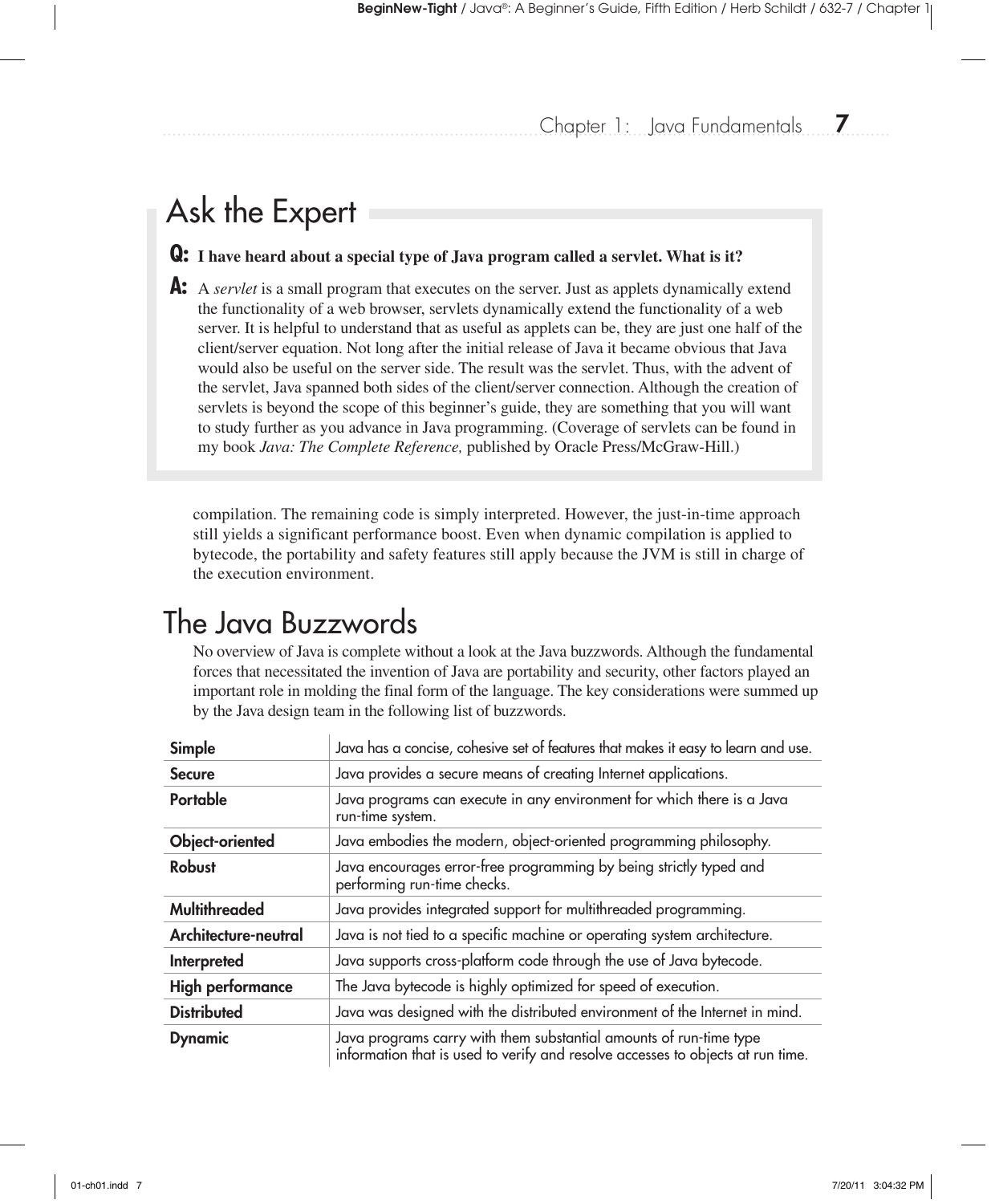## Ask the Expert

**Q: I have heard about a special type of Java program called a servlet. What is it?**

**A:** A *servlet* is a small program that executes on the server. Just as applets dynamically extend the functionality of a web browser, servlets dynamically extend the functionality of a web server. It is helpful to understand that as useful as applets can be, they are just one half of the client/server equation. Not long after the initial release of Java it became obvious that Java would also be useful on the server side. The result was the servlet. Thus, with the advent of the servlet, Java spanned both sides of the client/server connection. Although the creation of servlets is beyond the scope of this beginner's guide, they are something that you will want to study further as you advance in Java programming. (Coverage of servlets can be found in my book *Java: The Complete Reference,* published by Oracle Press/McGraw-Hill.)

compilation. The remaining code is simply interpreted. However, the just-in-time approach still yields a significant performance boost. Even when dynamic compilation is applied to bytecode, the portability and safety features still apply because the JVM is still in charge of the execution environment.

# The Java Buzzwords

No overview of Java is complete without a look at the Java buzzwords. Although the fundamental forces that necessitated the invention of Java are portability and security, other factors played an important role in molding the final form of the language. The key considerations were summed up by the Java design team in the following list of buzzwords.

| | |
|---|---|
| **Simple** | Java has a concise, cohesive set of features that makes it easy to learn and use. |
| **Secure** | Java provides a secure means of creating Internet applications. |
| **Portable** | Java programs can execute in any environment for which there is a Java run-time system. |
| **Object-oriented** | Java embodies the modern, object-oriented programming philosophy. |
| **Robust** | Java encourages error-free programming by being strictly typed and performing run-time checks. |
| **Multithreaded** | Java provides integrated support for multithreaded programming. |
| **Architecture-neutral** | Java is not tied to a specific machine or operating system architecture. |
| **Interpreted** | Java supports cross-platform code through the use of Java bytecode. |
| **High performance** | The Java bytecode is highly optimized for speed of execution. |
| **Distributed** | Java was designed with the distributed environment of the Internet in mind. |
| **Dynamic** | Java programs carry with them substantial amounts of run-time type information that is used to verify and resolve accesses to objects at run time. |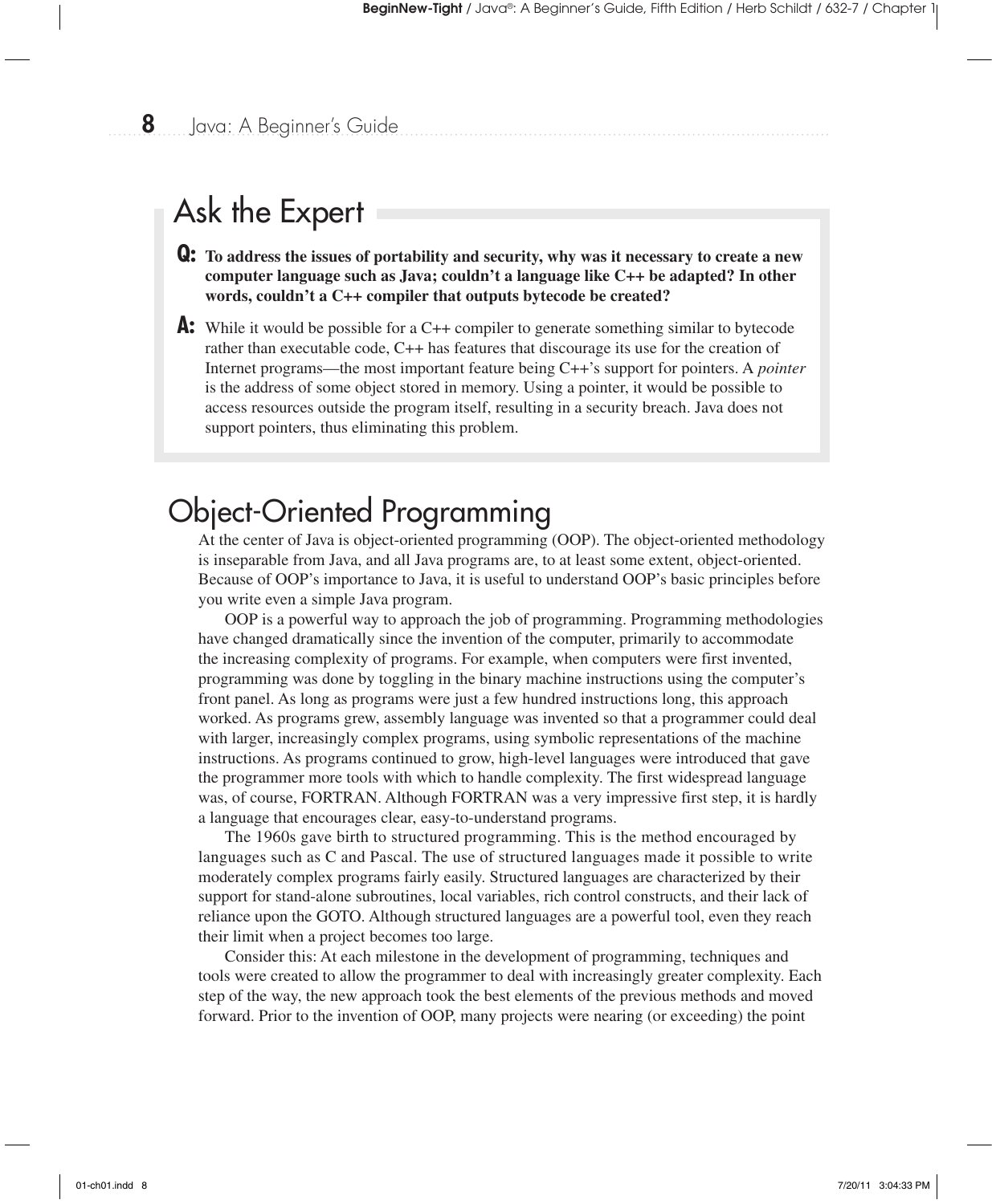## Ask the Expert

**Q: To address the issues of portability and security, why was it necessary to create a new computer language such as Java; couldn't a language like C++ be adapted? In other words, couldn't a C++ compiler that outputs bytecode be created?**

**A:** While it would be possible for a C++ compiler to generate something similar to bytecode rather than executable code, C++ has features that discourage its use for the creation of Internet programs—the most important feature being C++'s support for pointers. A *pointer* is the address of some object stored in memory. Using a pointer, it would be possible to access resources outside the program itself, resulting in a security breach. Java does not support pointers, thus eliminating this problem.

# Object-Oriented Programming

At the center of Java is object-oriented programming (OOP). The object-oriented methodology is inseparable from Java, and all Java programs are, to at least some extent, object-oriented. Because of OOP's importance to Java, it is useful to understand OOP's basic principles before you write even a simple Java program.

OOP is a powerful way to approach the job of programming. Programming methodologies have changed dramatically since the invention of the computer, primarily to accommodate the increasing complexity of programs. For example, when computers were first invented, programming was done by toggling in the binary machine instructions using the computer's front panel. As long as programs were just a few hundred instructions long, this approach worked. As programs grew, assembly language was invented so that a programmer could deal with larger, increasingly complex programs, using symbolic representations of the machine instructions. As programs continued to grow, high-level languages were introduced that gave the programmer more tools with which to handle complexity. The first widespread language was, of course, FORTRAN. Although FORTRAN was a very impressive first step, it is hardly a language that encourages clear, easy-to-understand programs.

The 1960s gave birth to structured programming. This is the method encouraged by languages such as C and Pascal. The use of structured languages made it possible to write moderately complex programs fairly easily. Structured languages are characterized by their support for stand-alone subroutines, local variables, rich control constructs, and their lack of reliance upon the GOTO. Although structured languages are a powerful tool, even they reach their limit when a project becomes too large.

Consider this: At each milestone in the development of programming, techniques and tools were created to allow the programmer to deal with increasingly greater complexity. Each step of the way, the new approach took the best elements of the previous methods and moved forward. Prior to the invention of OOP, many projects were nearing (or exceeding) the point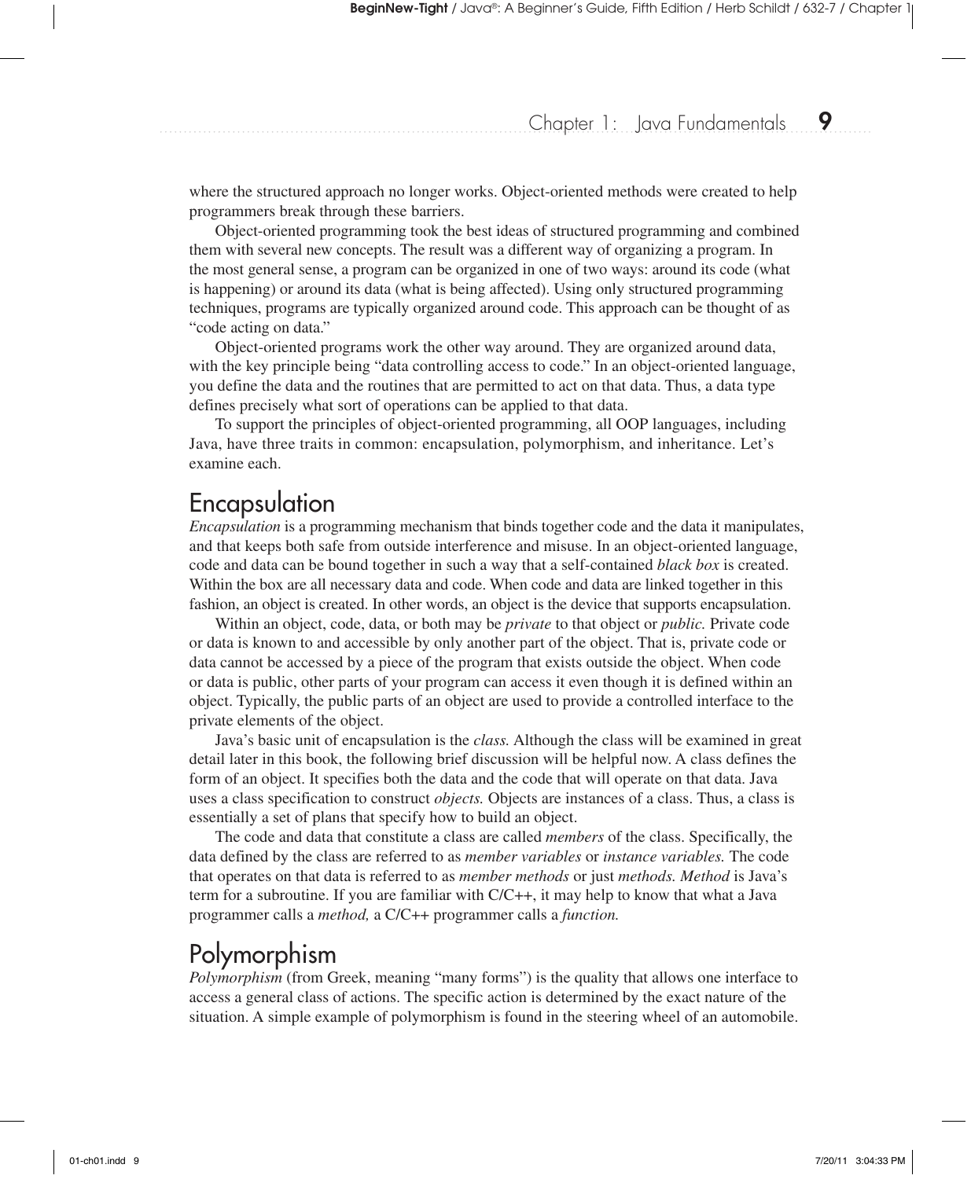where the structured approach no longer works. Object-oriented methods were created to help programmers break through these barriers.

Object-oriented programming took the best ideas of structured programming and combined them with several new concepts. The result was a different way of organizing a program. In the most general sense, a program can be organized in one of two ways: around its code (what is happening) or around its data (what is being affected). Using only structured programming techniques, programs are typically organized around code. This approach can be thought of as "code acting on data."

Object-oriented programs work the other way around. They are organized around data, with the key principle being "data controlling access to code." In an object-oriented language, you define the data and the routines that are permitted to act on that data. Thus, a data type defines precisely what sort of operations can be applied to that data.

To support the principles of object-oriented programming, all OOP languages, including Java, have three traits in common: encapsulation, polymorphism, and inheritance. Let's examine each.

## Encapsulation

*Encapsulation* is a programming mechanism that binds together code and the data it manipulates, and that keeps both safe from outside interference and misuse. In an object-oriented language, code and data can be bound together in such a way that a self-contained *black box* is created. Within the box are all necessary data and code. When code and data are linked together in this fashion, an object is created. In other words, an object is the device that supports encapsulation.

Within an object, code, data, or both may be *private* to that object or *public.* Private code or data is known to and accessible by only another part of the object. That is, private code or data cannot be accessed by a piece of the program that exists outside the object. When code or data is public, other parts of your program can access it even though it is defined within an object. Typically, the public parts of an object are used to provide a controlled interface to the private elements of the object.

Java's basic unit of encapsulation is the *class.* Although the class will be examined in great detail later in this book, the following brief discussion will be helpful now. A class defines the form of an object. It specifies both the data and the code that will operate on that data. Java uses a class specification to construct *objects.* Objects are instances of a class. Thus, a class is essentially a set of plans that specify how to build an object.

The code and data that constitute a class are called *members* of the class. Specifically, the data defined by the class are referred to as *member variables* or *instance variables.* The code that operates on that data is referred to as *member methods* or just *methods. Method* is Java's term for a subroutine. If you are familiar with C/C++, it may help to know that what a Java programmer calls a *method,* a C/C++ programmer calls a *function.*

## Polymorphism

*Polymorphism* (from Greek, meaning "many forms") is the quality that allows one interface to access a general class of actions. The specific action is determined by the exact nature of the situation. A simple example of polymorphism is found in the steering wheel of an automobile.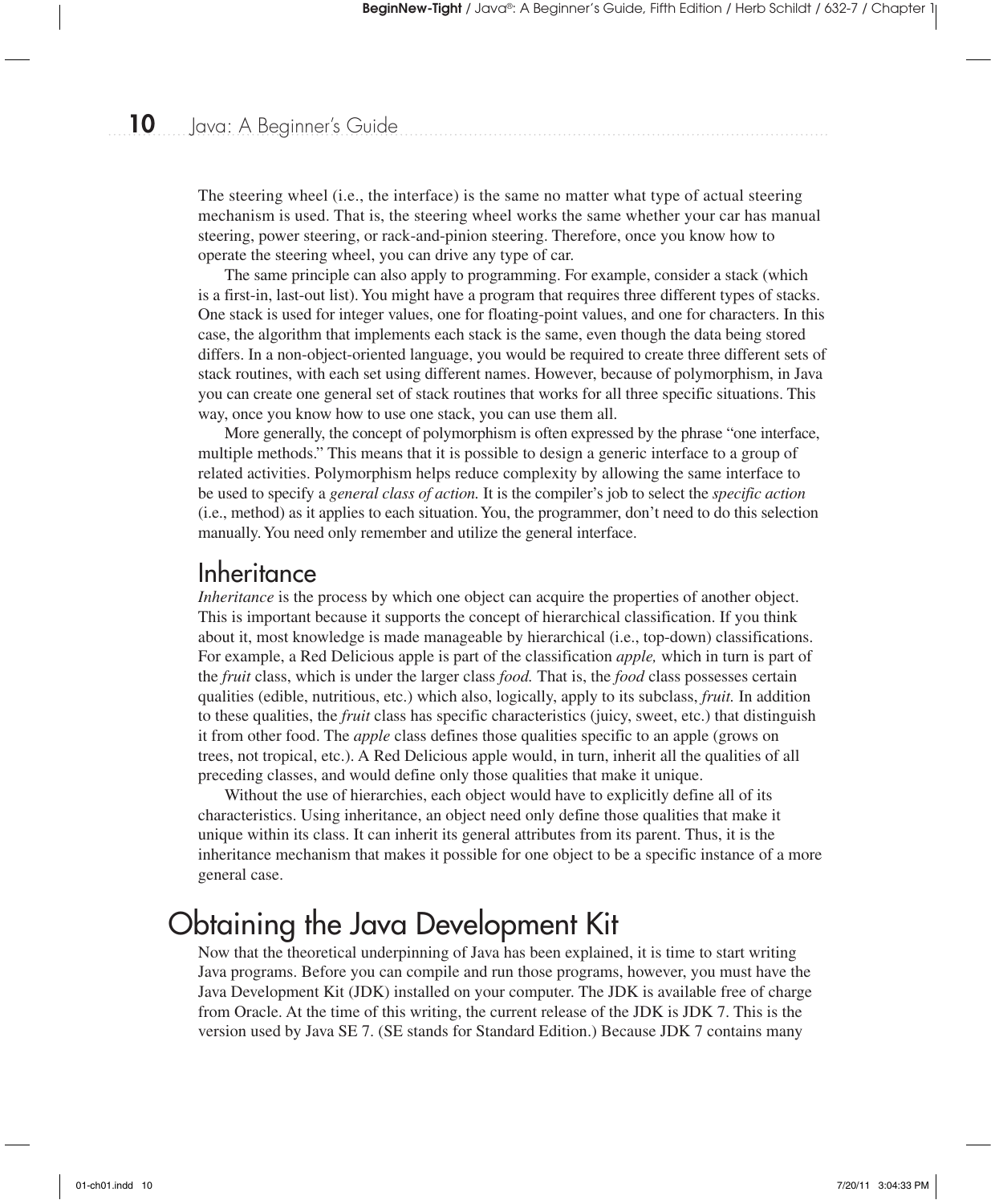The steering wheel (i.e., the interface) is the same no matter what type of actual steering mechanism is used. That is, the steering wheel works the same whether your car has manual steering, power steering, or rack-and-pinion steering. Therefore, once you know how to operate the steering wheel, you can drive any type of car.

The same principle can also apply to programming. For example, consider a stack (which is a first-in, last-out list). You might have a program that requires three different types of stacks. One stack is used for integer values, one for floating-point values, and one for characters. In this case, the algorithm that implements each stack is the same, even though the data being stored differs. In a non-object-oriented language, you would be required to create three different sets of stack routines, with each set using different names. However, because of polymorphism, in Java you can create one general set of stack routines that works for all three specific situations. This way, once you know how to use one stack, you can use them all.

More generally, the concept of polymorphism is often expressed by the phrase "one interface, multiple methods." This means that it is possible to design a generic interface to a group of related activities. Polymorphism helps reduce complexity by allowing the same interface to be used to specify a *general class of action.* It is the compiler's job to select the *specific action* (i.e., method) as it applies to each situation. You, the programmer, don't need to do this selection manually. You need only remember and utilize the general interface.

### Inheritance

*Inheritance* is the process by which one object can acquire the properties of another object. This is important because it supports the concept of hierarchical classification. If you think about it, most knowledge is made manageable by hierarchical (i.e., top-down) classifications. For example, a Red Delicious apple is part of the classification *apple,* which in turn is part of the *fruit* class, which is under the larger class *food.* That is, the *food* class possesses certain qualities (edible, nutritious, etc.) which also, logically, apply to its subclass, *fruit.* In addition to these qualities, the *fruit* class has specific characteristics (juicy, sweet, etc.) that distinguish it from other food. The *apple* class defines those qualities specific to an apple (grows on trees, not tropical, etc.). A Red Delicious apple would, in turn, inherit all the qualities of all preceding classes, and would define only those qualities that make it unique.

Without the use of hierarchies, each object would have to explicitly define all of its characteristics. Using inheritance, an object need only define those qualities that make it unique within its class. It can inherit its general attributes from its parent. Thus, it is the inheritance mechanism that makes it possible for one object to be a specific instance of a more general case.

## Obtaining the Java Development Kit

Now that the theoretical underpinning of Java has been explained, it is time to start writing Java programs. Before you can compile and run those programs, however, you must have the Java Development Kit (JDK) installed on your computer. The JDK is available free of charge from Oracle. At the time of this writing, the current release of the JDK is JDK 7. This is the version used by Java SE 7. (SE stands for Standard Edition.) Because JDK 7 contains many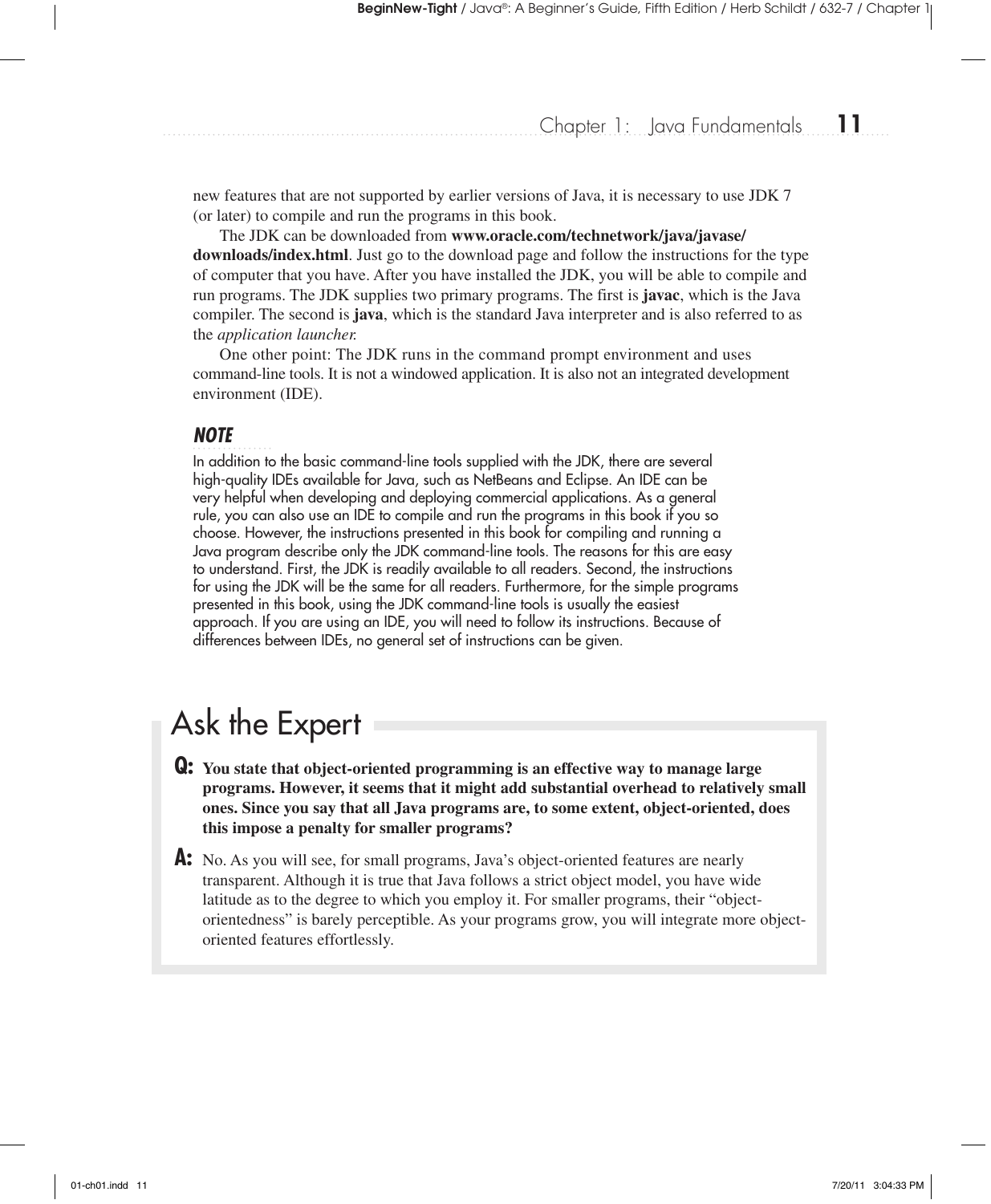new features that are not supported by earlier versions of Java, it is necessary to use JDK 7 (or later) to compile and run the programs in this book.

The JDK can be downloaded from **www.oracle.com/technetwork/java/javase/downloads/index.html**. Just go to the download page and follow the instructions for the type of computer that you have. After you have installed the JDK, you will be able to compile and run programs. The JDK supplies two primary programs. The first is **javac**, which is the Java compiler. The second is **java**, which is the standard Java interpreter and is also referred to as the *application launcher*.

One other point: The JDK runs in the command prompt environment and uses command-line tools. It is not a windowed application. It is also not an integrated development environment (IDE).

***NOTE***

In addition to the basic command-line tools supplied with the JDK, there are several high-quality IDEs available for Java, such as NetBeans and Eclipse. An IDE can be very helpful when developing and deploying commercial applications. As a general rule, you can also use an IDE to compile and run the programs in this book if you so choose. However, the instructions presented in this book for compiling and running a Java program describe only the JDK command-line tools. The reasons for this are easy to understand. First, the JDK is readily available to all readers. Second, the instructions for using the JDK will be the same for all readers. Furthermore, for the simple programs presented in this book, using the JDK command-line tools is usually the easiest approach. If you are using an IDE, you will need to follow its instructions. Because of differences between IDEs, no general set of instructions can be given.

## Ask the Expert

**Q: You state that object-oriented programming is an effective way to manage large programs. However, it seems that it might add substantial overhead to relatively small ones. Since you say that all Java programs are, to some extent, object-oriented, does this impose a penalty for smaller programs?**

**A:** No. As you will see, for small programs, Java's object-oriented features are nearly transparent. Although it is true that Java follows a strict object model, you have wide latitude as to the degree to which you employ it. For smaller programs, their "object-orientedness" is barely perceptible. As your programs grow, you will integrate more object-oriented features effortlessly.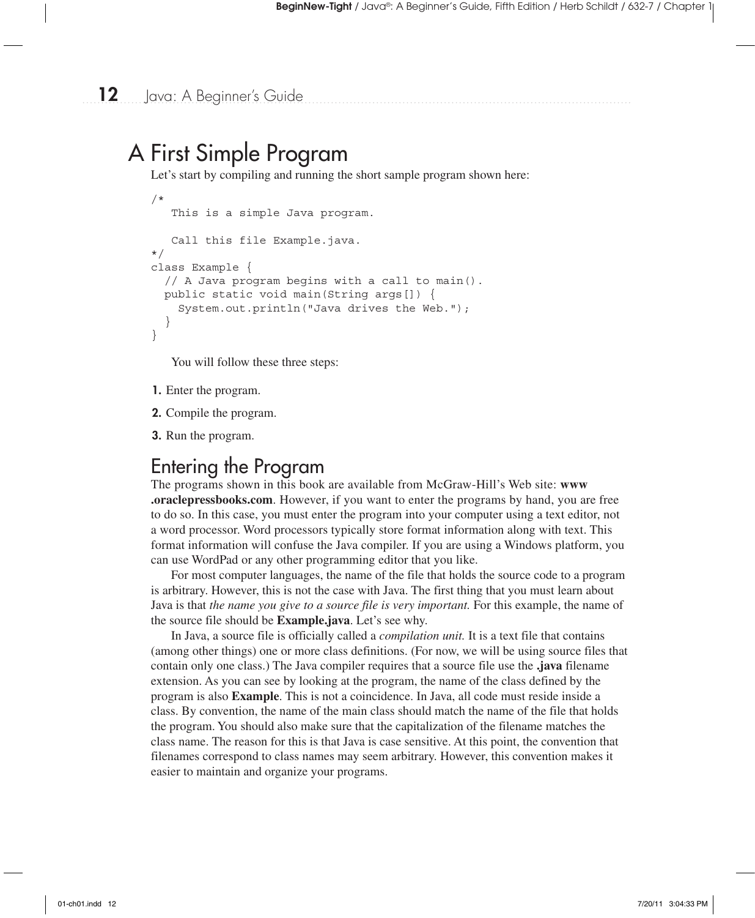# A First Simple Program

Let's start by compiling and running the short sample program shown here:

```
/*
   This is a simple Java program.

   Call this file Example.java.
*/
class Example {
  // A Java program begins with a call to main().
  public static void main(String args[]) {
    System.out.println("Java drives the Web.");
  }
}
```

You will follow these three steps:

1. Enter the program.
2. Compile the program.
3. Run the program.

## Entering the Program

The programs shown in this book are available from McGraw-Hill's Web site: **www.oraclepressbooks.com**. However, if you want to enter the programs by hand, you are free to do so. In this case, you must enter the program into your computer using a text editor, not a word processor. Word processors typically store format information along with text. This format information will confuse the Java compiler. If you are using a Windows platform, you can use WordPad or any other programming editor that you like.

For most computer languages, the name of the file that holds the source code to a program is arbitrary. However, this is not the case with Java. The first thing that you must learn about Java is that *the name you give to a source file is very important.* For this example, the name of the source file should be **Example.java**. Let's see why.

In Java, a source file is officially called a *compilation unit.* It is a text file that contains (among other things) one or more class definitions. (For now, we will be using source files that contain only one class.) The Java compiler requires that a source file use the **.java** filename extension. As you can see by looking at the program, the name of the class defined by the program is also **Example**. This is not a coincidence. In Java, all code must reside inside a class. By convention, the name of the main class should match the name of the file that holds the program. You should also make sure that the capitalization of the filename matches the class name. The reason for this is that Java is case sensitive. At this point, the convention that filenames correspond to class names may seem arbitrary. However, this convention makes it easier to maintain and organize your programs.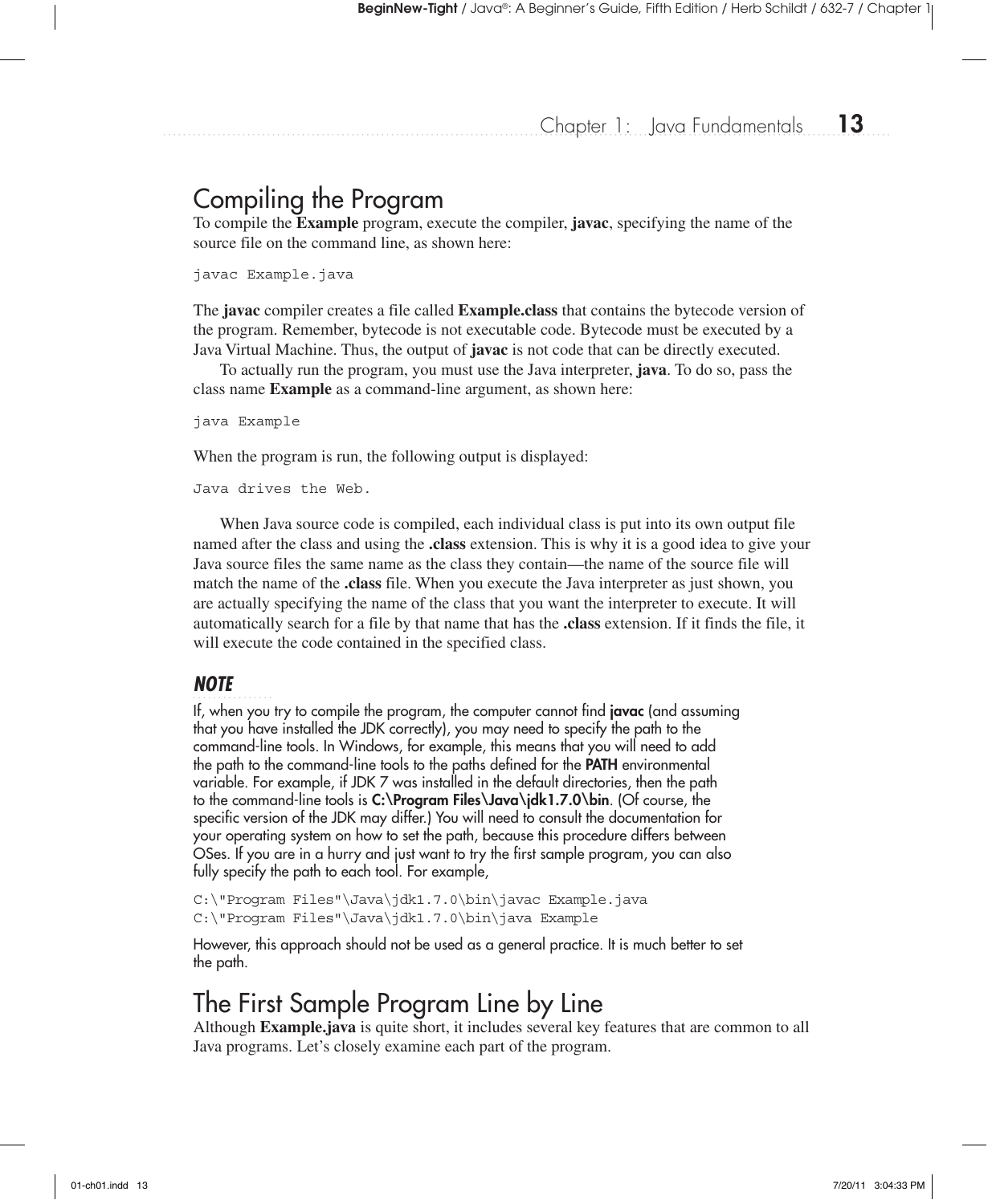## Compiling the Program

To compile the **Example** program, execute the compiler, **javac**, specifying the name of the source file on the command line, as shown here:

```
javac Example.java
```

The **javac** compiler creates a file called **Example.class** that contains the bytecode version of the program. Remember, bytecode is not executable code. Bytecode must be executed by a Java Virtual Machine. Thus, the output of **javac** is not code that can be directly executed.

To actually run the program, you must use the Java interpreter, **java**. To do so, pass the class name **Example** as a command-line argument, as shown here:

```
java Example
```

When the program is run, the following output is displayed:

```
Java drives the Web.
```

When Java source code is compiled, each individual class is put into its own output file named after the class and using the **.class** extension. This is why it is a good idea to give your Java source files the same name as the class they contain—the name of the source file will match the name of the **.class** file. When you execute the Java interpreter as just shown, you are actually specifying the name of the class that you want the interpreter to execute. It will automatically search for a file by that name that has the **.class** extension. If it finds the file, it will execute the code contained in the specified class.

***NOTE***

If, when you try to compile the program, the computer cannot find **javac** (and assuming that you have installed the JDK correctly), you may need to specify the path to the command-line tools. In Windows, for example, this means that you will need to add the path to the command-line tools to the paths defined for the **PATH** environmental variable. For example, if JDK 7 was installed in the default directories, then the path to the command-line tools is **C:\Program Files\Java\jdk1.7.0\bin**. (Of course, the specific version of the JDK may differ.) You will need to consult the documentation for your operating system on how to set the path, because this procedure differs between OSes. If you are in a hurry and just want to try the first sample program, you can also fully specify the path to each tool. For example,

```
C:\"Program Files"\Java\jdk1.7.0\bin\javac Example.java
C:\"Program Files"\Java\jdk1.7.0\bin\java Example
```

However, this approach should not be used as a general practice. It is much better to set the path.

## The First Sample Program Line by Line

Although **Example.java** is quite short, it includes several key features that are common to all Java programs. Let's closely examine each part of the program.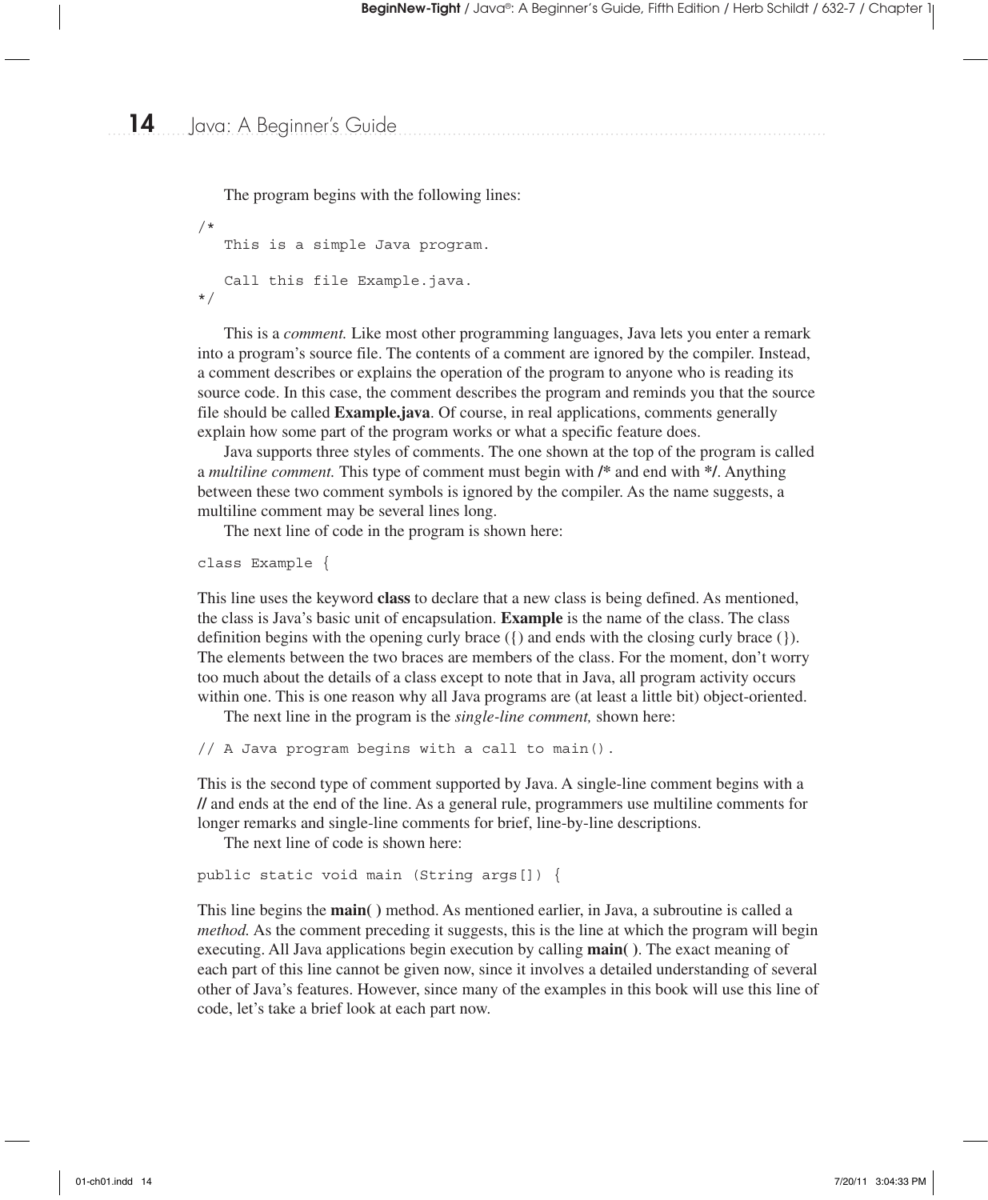The program begins with the following lines:

```
/*
   This is a simple Java program.

   Call this file Example.java.
*/
```

This is a *comment.* Like most other programming languages, Java lets you enter a remark into a program's source file. The contents of a comment are ignored by the compiler. Instead, a comment describes or explains the operation of the program to anyone who is reading its source code. In this case, the comment describes the program and reminds you that the source file should be called **Example.java**. Of course, in real applications, comments generally explain how some part of the program works or what a specific feature does.

Java supports three styles of comments. The one shown at the top of the program is called a *multiline comment.* This type of comment must begin with **/*** and end with ***/**. Anything between these two comment symbols is ignored by the compiler. As the name suggests, a multiline comment may be several lines long.

The next line of code in the program is shown here:

```
class Example {
```

This line uses the keyword **class** to declare that a new class is being defined. As mentioned, the class is Java's basic unit of encapsulation. **Example** is the name of the class. The class definition begins with the opening curly brace ({) and ends with the closing curly brace (}). The elements between the two braces are members of the class. For the moment, don't worry too much about the details of a class except to note that in Java, all program activity occurs within one. This is one reason why all Java programs are (at least a little bit) object-oriented.

The next line in the program is the *single-line comment,* shown here:

```
// A Java program begins with a call to main().
```

This is the second type of comment supported by Java. A single-line comment begins with a **//** and ends at the end of the line. As a general rule, programmers use multiline comments for longer remarks and single-line comments for brief, line-by-line descriptions.

The next line of code is shown here:

```
public static void main (String args[]) {
```

This line begins the **main( )** method. As mentioned earlier, in Java, a subroutine is called a *method.* As the comment preceding it suggests, this is the line at which the program will begin executing. All Java applications begin execution by calling **main( )**. The exact meaning of each part of this line cannot be given now, since it involves a detailed understanding of several other of Java's features. However, since many of the examples in this book will use this line of code, let's take a brief look at each part now.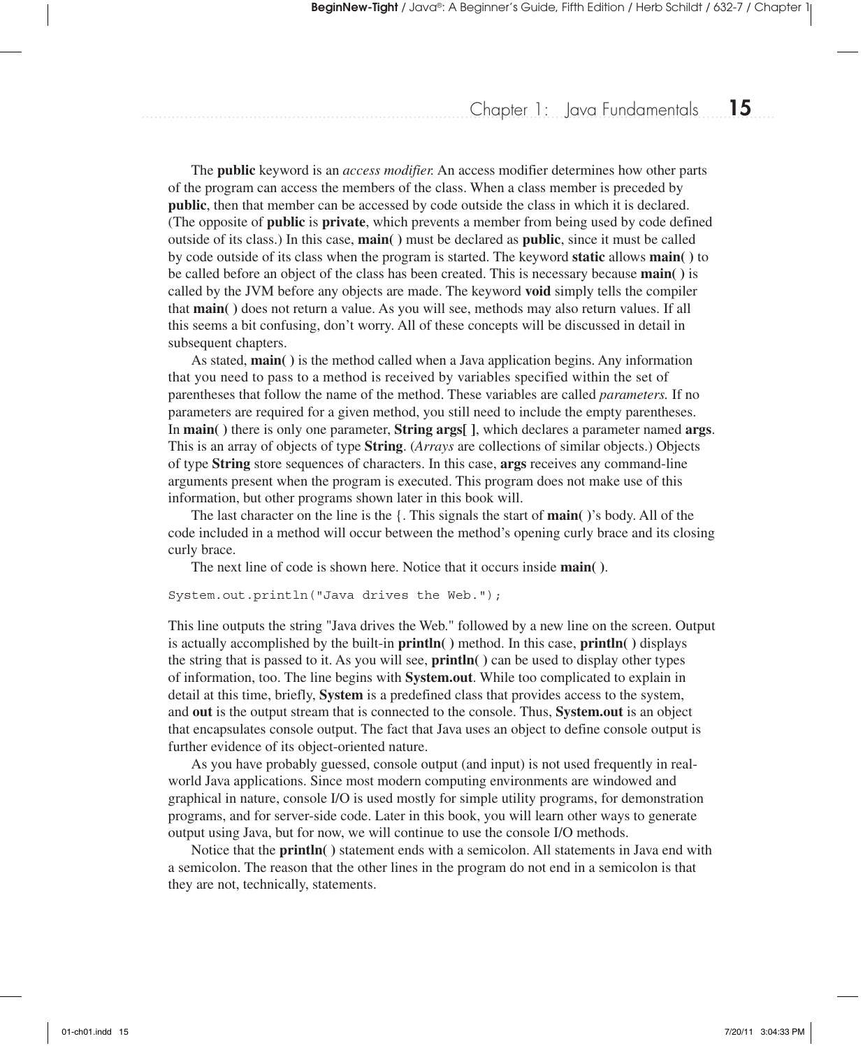The **public** keyword is an *access modifier.* An access modifier determines how other parts of the program can access the members of the class. When a class member is preceded by **public**, then that member can be accessed by code outside the class in which it is declared. (The opposite of **public** is **private**, which prevents a member from being used by code defined outside of its class.) In this case, **main( )** must be declared as **public**, since it must be called by code outside of its class when the program is started. The keyword **static** allows **main( )** to be called before an object of the class has been created. This is necessary because **main( )** is called by the JVM before any objects are made. The keyword **void** simply tells the compiler that **main( )** does not return a value. As you will see, methods may also return values. If all this seems a bit confusing, don't worry. All of these concepts will be discussed in detail in subsequent chapters.

As stated, **main( )** is the method called when a Java application begins. Any information that you need to pass to a method is received by variables specified within the set of parentheses that follow the name of the method. These variables are called *parameters.* If no parameters are required for a given method, you still need to include the empty parentheses. In **main( )** there is only one parameter, **String args[ ]**, which declares a parameter named **args**. This is an array of objects of type **String**. (*Arrays* are collections of similar objects.) Objects of type **String** store sequences of characters. In this case, **args** receives any command-line arguments present when the program is executed. This program does not make use of this information, but other programs shown later in this book will.

The last character on the line is the {. This signals the start of **main( )**'s body. All of the code included in a method will occur between the method's opening curly brace and its closing curly brace.

The next line of code is shown here. Notice that it occurs inside **main( )**.

```
System.out.println("Java drives the Web.");
```

This line outputs the string "Java drives the Web." followed by a new line on the screen. Output is actually accomplished by the built-in **println( )** method. In this case, **println( )** displays the string that is passed to it. As you will see, **println( )** can be used to display other types of information, too. The line begins with **System.out**. While too complicated to explain in detail at this time, briefly, **System** is a predefined class that provides access to the system, and **out** is the output stream that is connected to the console. Thus, **System.out** is an object that encapsulates console output. The fact that Java uses an object to define console output is further evidence of its object-oriented nature.

As you have probably guessed, console output (and input) is not used frequently in real-world Java applications. Since most modern computing environments are windowed and graphical in nature, console I/O is used mostly for simple utility programs, for demonstration programs, and for server-side code. Later in this book, you will learn other ways to generate output using Java, but for now, we will continue to use the console I/O methods.

Notice that the **println( )** statement ends with a semicolon. All statements in Java end with a semicolon. The reason that the other lines in the program do not end in a semicolon is that they are not, technically, statements.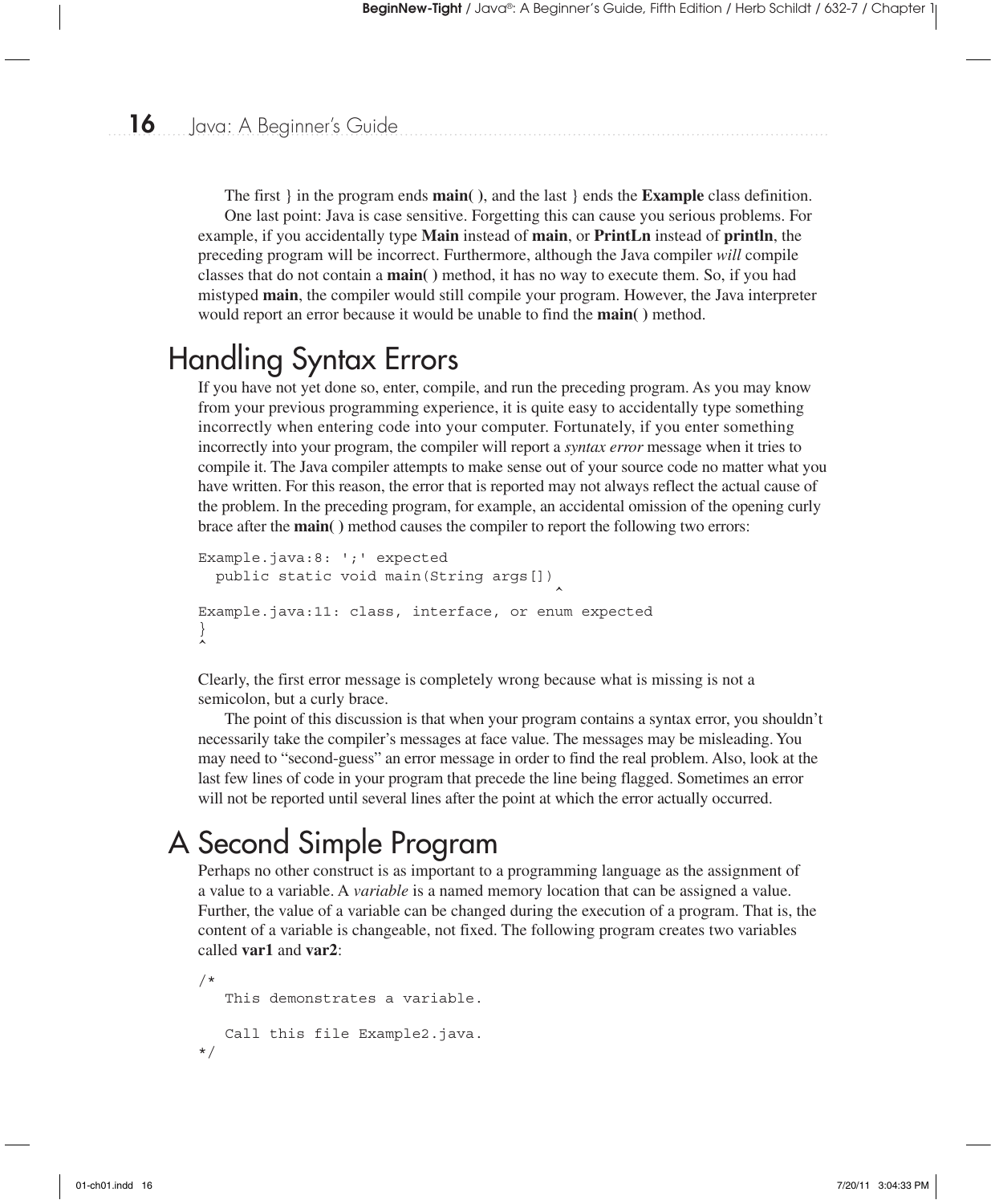The first } in the program ends **main( )**, and the last } ends the **Example** class definition.

One last point: Java is case sensitive. Forgetting this can cause you serious problems. For example, if you accidentally type **Main** instead of **main**, or **PrintLn** instead of **println**, the preceding program will be incorrect. Furthermore, although the Java compiler *will* compile classes that do not contain a **main( )** method, it has no way to execute them. So, if you had mistyped **main**, the compiler would still compile your program. However, the Java interpreter would report an error because it would be unable to find the **main( )** method.

## Handling Syntax Errors

If you have not yet done so, enter, compile, and run the preceding program. As you may know from your previous programming experience, it is quite easy to accidentally type something incorrectly when entering code into your computer. Fortunately, if you enter something incorrectly into your program, the compiler will report a *syntax error* message when it tries to compile it. The Java compiler attempts to make sense out of your source code no matter what you have written. For this reason, the error that is reported may not always reflect the actual cause of the problem. In the preceding program, for example, an accidental omission of the opening curly brace after the **main( )** method causes the compiler to report the following two errors:

```
Example.java:8: ';' expected
  public static void main(String args[])
                                        ^
Example.java:11: class, interface, or enum expected
}
^
```

Clearly, the first error message is completely wrong because what is missing is not a semicolon, but a curly brace.

The point of this discussion is that when your program contains a syntax error, you shouldn't necessarily take the compiler's messages at face value. The messages may be misleading. You may need to "second-guess" an error message in order to find the real problem. Also, look at the last few lines of code in your program that precede the line being flagged. Sometimes an error will not be reported until several lines after the point at which the error actually occurred.

## A Second Simple Program

Perhaps no other construct is as important to a programming language as the assignment of a value to a variable. A *variable* is a named memory location that can be assigned a value. Further, the value of a variable can be changed during the execution of a program. That is, the content of a variable is changeable, not fixed. The following program creates two variables called **var1** and **var2**:

```
/*
   This demonstrates a variable.

   Call this file Example2.java.
*/
```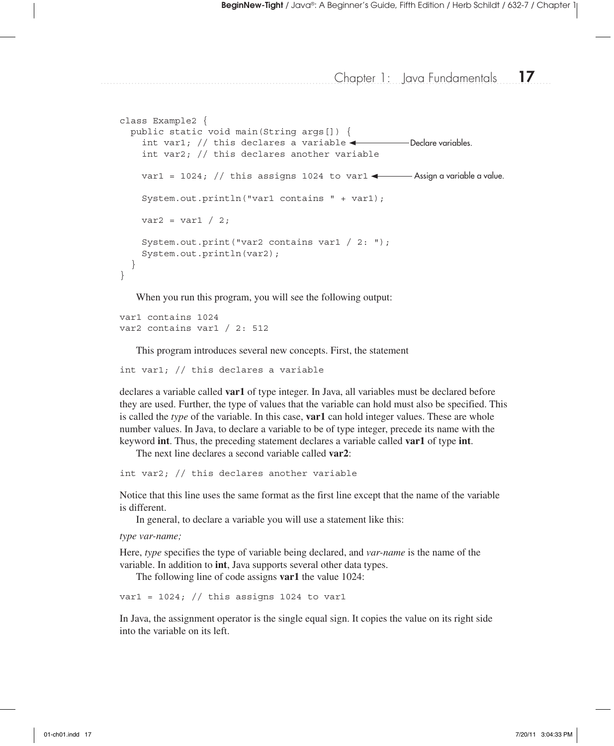```
class Example2 {
  public static void main(String args[]) {
    int var1; // this declares a variable        ← Declare variables.
    int var2; // this declares another variable

    var1 = 1024; // this assigns 1024 to var1    ← Assign a variable a value.

    System.out.println("var1 contains " + var1);

    var2 = var1 / 2;

    System.out.print("var2 contains var1 / 2: ");
    System.out.println(var2);
  }
}
```

When you run this program, you will see the following output:

```
var1 contains 1024
var2 contains var1 / 2: 512
```

This program introduces several new concepts. First, the statement

```
int var1; // this declares a variable
```

declares a variable called **var1** of type integer. In Java, all variables must be declared before they are used. Further, the type of values that the variable can hold must also be specified. This is called the *type* of the variable. In this case, **var1** can hold integer values. These are whole number values. In Java, to declare a variable to be of type integer, precede its name with the keyword **int**. Thus, the preceding statement declares a variable called **var1** of type **int**.

The next line declares a second variable called **var2**:

```
int var2; // this declares another variable
```

Notice that this line uses the same format as the first line except that the name of the variable is different.

In general, to declare a variable you will use a statement like this:

*type var-name;*

Here, *type* specifies the type of variable being declared, and *var-name* is the name of the variable. In addition to **int**, Java supports several other data types.

The following line of code assigns **var1** the value 1024:

```
var1 = 1024; // this assigns 1024 to var1
```

In Java, the assignment operator is the single equal sign. It copies the value on its right side into the variable on its left.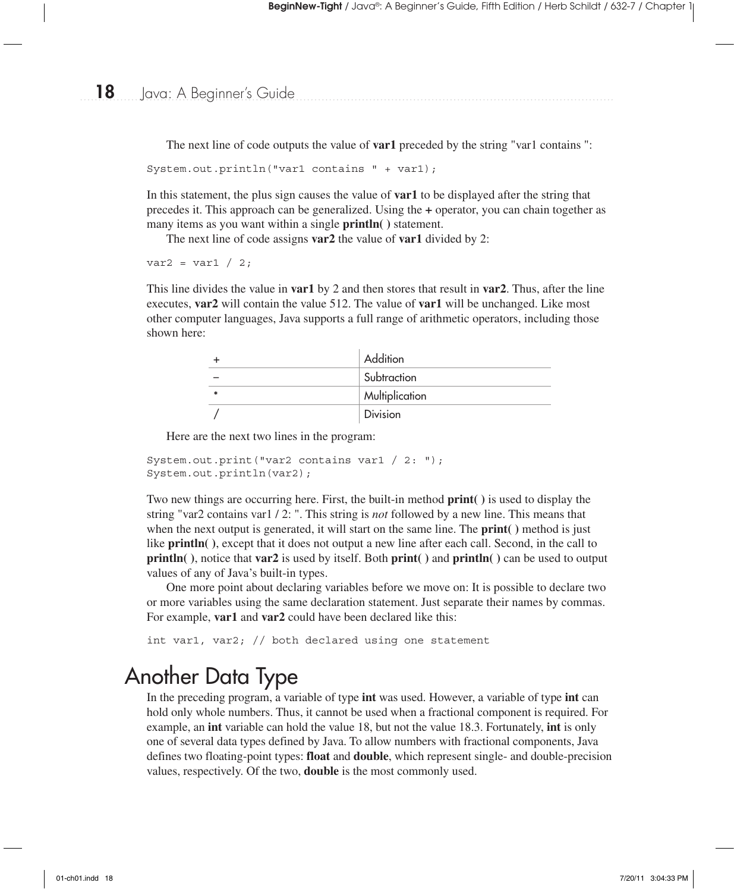The next line of code outputs the value of **var1** preceded by the string "var1 contains ":

```
System.out.println("var1 contains " + var1);
```

In this statement, the plus sign causes the value of **var1** to be displayed after the string that precedes it. This approach can be generalized. Using the **+** operator, you can chain together as many items as you want within a single **println( )** statement.

The next line of code assigns **var2** the value of **var1** divided by 2:

```
var2 = var1 / 2;
```

This line divides the value in **var1** by 2 and then stores that result in **var2**. Thus, after the line executes, **var2** will contain the value 512. The value of **var1** will be unchanged. Like most other computer languages, Java supports a full range of arithmetic operators, including those shown here:

| | |
|---|---|
| + | Addition |
| – | Subtraction |
| * | Multiplication |
| / | Division |

Here are the next two lines in the program:

```
System.out.print("var2 contains var1 / 2: ");
System.out.println(var2);
```

Two new things are occurring here. First, the built-in method **print( )** is used to display the string "var2 contains var1 / 2: ". This string is *not* followed by a new line. This means that when the next output is generated, it will start on the same line. The **print( )** method is just like **println( )**, except that it does not output a new line after each call. Second, in the call to **println( )**, notice that **var2** is used by itself. Both **print( )** and **println( )** can be used to output values of any of Java's built-in types.

One more point about declaring variables before we move on: It is possible to declare two or more variables using the same declaration statement. Just separate their names by commas. For example, **var1** and **var2** could have been declared like this:

```
int var1, var2; // both declared using one statement
```

## Another Data Type

In the preceding program, a variable of type **int** was used. However, a variable of type **int** can hold only whole numbers. Thus, it cannot be used when a fractional component is required. For example, an **int** variable can hold the value 18, but not the value 18.3. Fortunately, **int** is only one of several data types defined by Java. To allow numbers with fractional components, Java defines two floating-point types: **float** and **double**, which represent single- and double-precision values, respectively. Of the two, **double** is the most commonly used.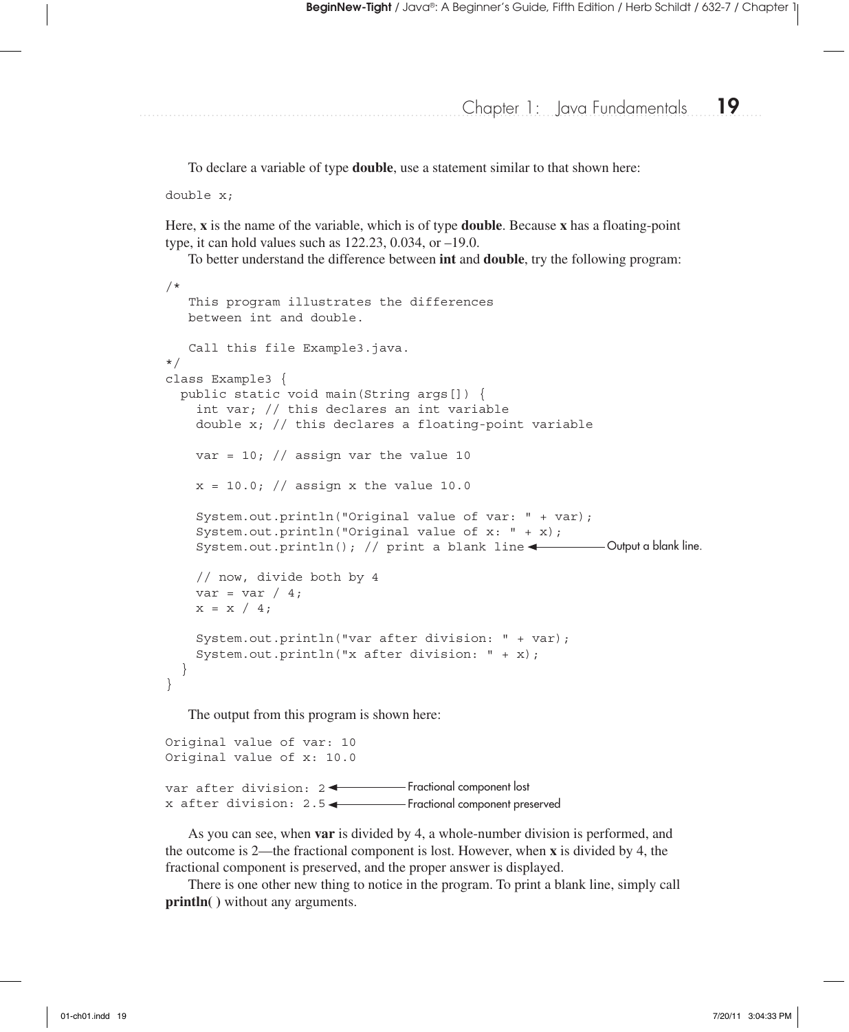To declare a variable of type **double**, use a statement similar to that shown here:

```
double x;
```

Here, **x** is the name of the variable, which is of type **double**. Because **x** has a floating-point type, it can hold values such as 122.23, 0.034, or –19.0.

To better understand the difference between **int** and **double**, try the following program:

```
/*
   This program illustrates the differences
   between int and double.

   Call this file Example3.java.
*/
class Example3 {
  public static void main(String args[]) {
    int var; // this declares an int variable
    double x; // this declares a floating-point variable

    var = 10; // assign var the value 10

    x = 10.0; // assign x the value 10.0

    System.out.println("Original value of var: " + var);
    System.out.println("Original value of x: " + x);
    System.out.println(); // print a blank line   <-- Output a blank line.

    // now, divide both by 4
    var = var / 4;
    x = x / 4;

    System.out.println("var after division: " + var);
    System.out.println("x after division: " + x);
  }
}
```

The output from this program is shown here:

```
Original value of var: 10
Original value of x: 10.0

var after division: 2   <-- Fractional component lost
x after division: 2.5   <-- Fractional component preserved
```

As you can see, when **var** is divided by 4, a whole-number division is performed, and the outcome is 2—the fractional component is lost. However, when **x** is divided by 4, the fractional component is preserved, and the proper answer is displayed.

There is one other new thing to notice in the program. To print a blank line, simply call **println( )** without any arguments.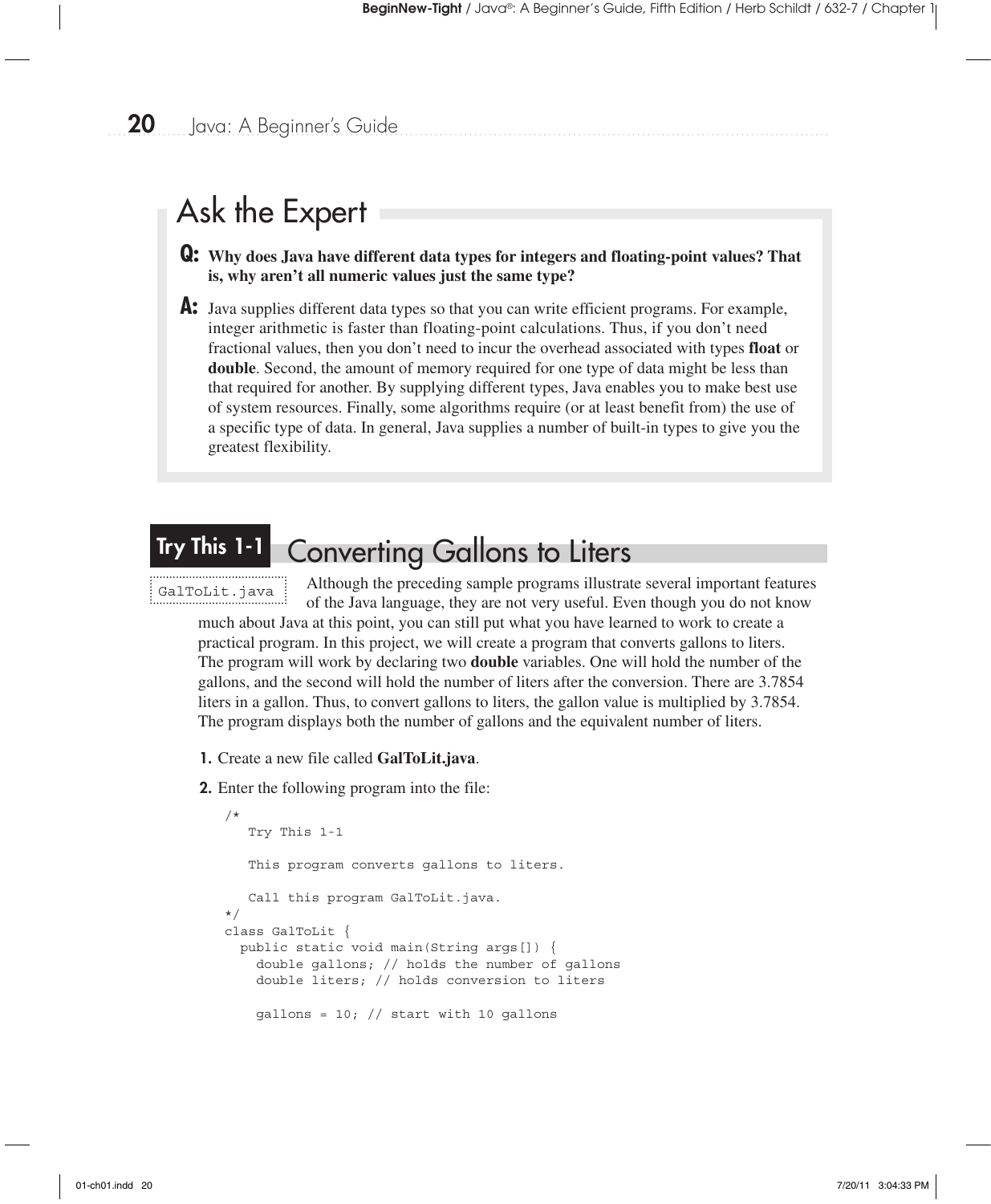## Ask the Expert

**Q: Why does Java have different data types for integers and floating-point values? That is, why aren't all numeric values just the same type?**

**A:** Java supplies different data types so that you can write efficient programs. For example, integer arithmetic is faster than floating-point calculations. Thus, if you don't need fractional values, then you don't need to incur the overhead associated with types **float** or **double**. Second, the amount of memory required for one type of data might be less than that required for another. By supplying different types, Java enables you to make best use of system resources. Finally, some algorithms require (or at least benefit from) the use of a specific type of data. In general, Java supplies a number of built-in types to give you the greatest flexibility.

## Try This 1-1 Converting Gallons to Liters

`GalToLit.java`

Although the preceding sample programs illustrate several important features of the Java language, they are not very useful. Even though you do not know much about Java at this point, you can still put what you have learned to work to create a practical program. In this project, we will create a program that converts gallons to liters. The program will work by declaring two **double** variables. One will hold the number of the gallons, and the second will hold the number of liters after the conversion. There are 3.7854 liters in a gallon. Thus, to convert gallons to liters, the gallon value is multiplied by 3.7854. The program displays both the number of gallons and the equivalent number of liters.

1. Create a new file called **GalToLit.java**.
2. Enter the following program into the file:

```
/*
   Try This 1-1

   This program converts gallons to liters.

   Call this program GalToLit.java.
*/
class GalToLit {
  public static void main(String args[]) {
    double gallons; // holds the number of gallons
    double liters; // holds conversion to liters

    gallons = 10; // start with 10 gallons
```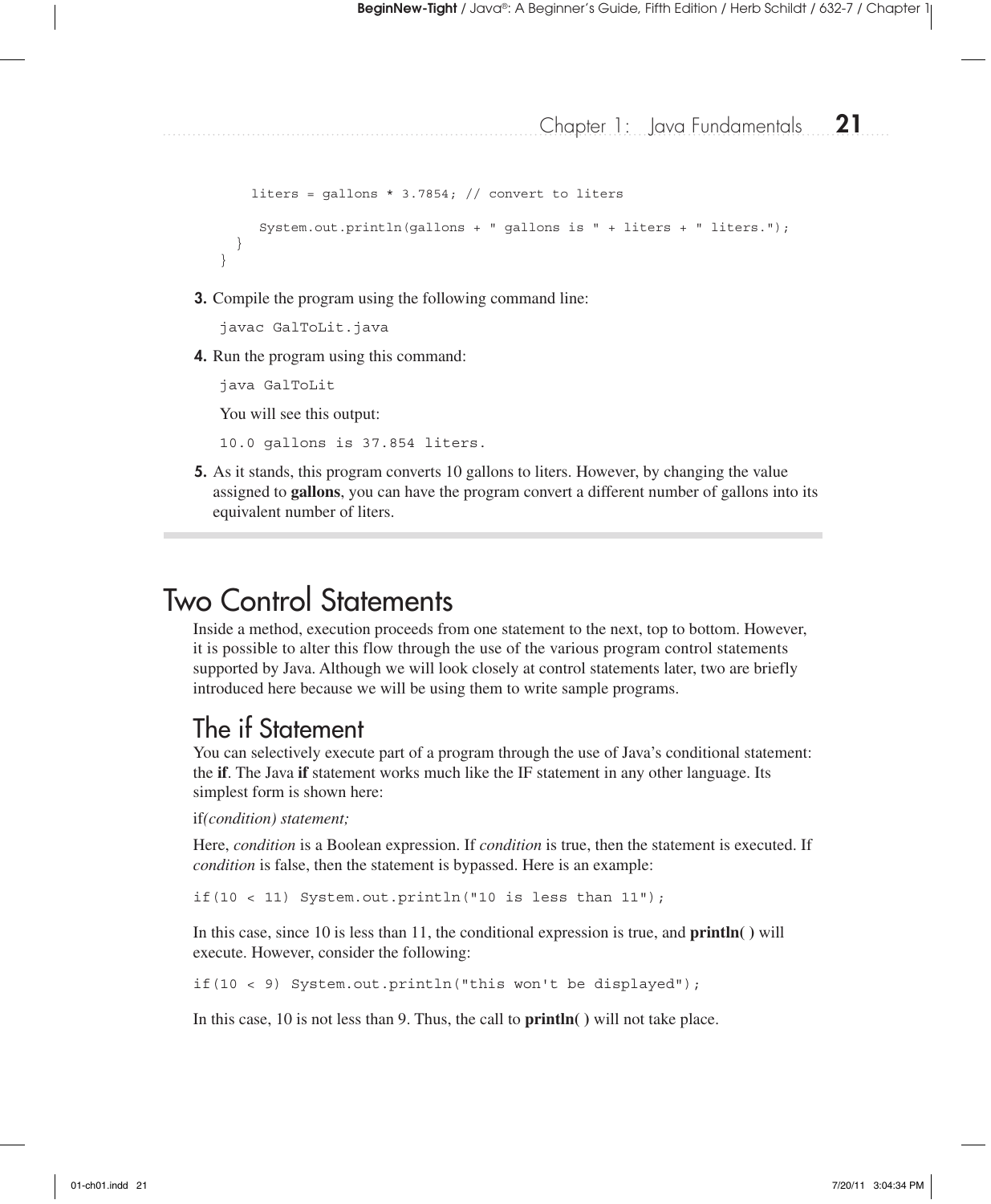```
    liters = gallons * 3.7854; // convert to liters

    System.out.println(gallons + " gallons is " + liters + " liters.");
  }
}
```

3. Compile the program using the following command line:

```
javac GalToLit.java
```

4. Run the program using this command:

```
java GalToLit
```

You will see this output:

```
10.0 gallons is 37.854 liters.
```

5. As it stands, this program converts 10 gallons to liters. However, by changing the value assigned to **gallons**, you can have the program convert a different number of gallons into its equivalent number of liters.

# Two Control Statements

Inside a method, execution proceeds from one statement to the next, top to bottom. However, it is possible to alter this flow through the use of the various program control statements supported by Java. Although we will look closely at control statements later, two are briefly introduced here because we will be using them to write sample programs.

## The if Statement

You can selectively execute part of a program through the use of Java's conditional statement: the **if**. The Java **if** statement works much like the IF statement in any other language. Its simplest form is shown here:

if*(condition) statement;*

Here, *condition* is a Boolean expression. If *condition* is true, then the statement is executed. If *condition* is false, then the statement is bypassed. Here is an example:

```
if(10 < 11) System.out.println("10 is less than 11");
```

In this case, since 10 is less than 11, the conditional expression is true, and **println( )** will execute. However, consider the following:

```
if(10 < 9) System.out.println("this won't be displayed");
```

In this case, 10 is not less than 9. Thus, the call to **println( )** will not take place.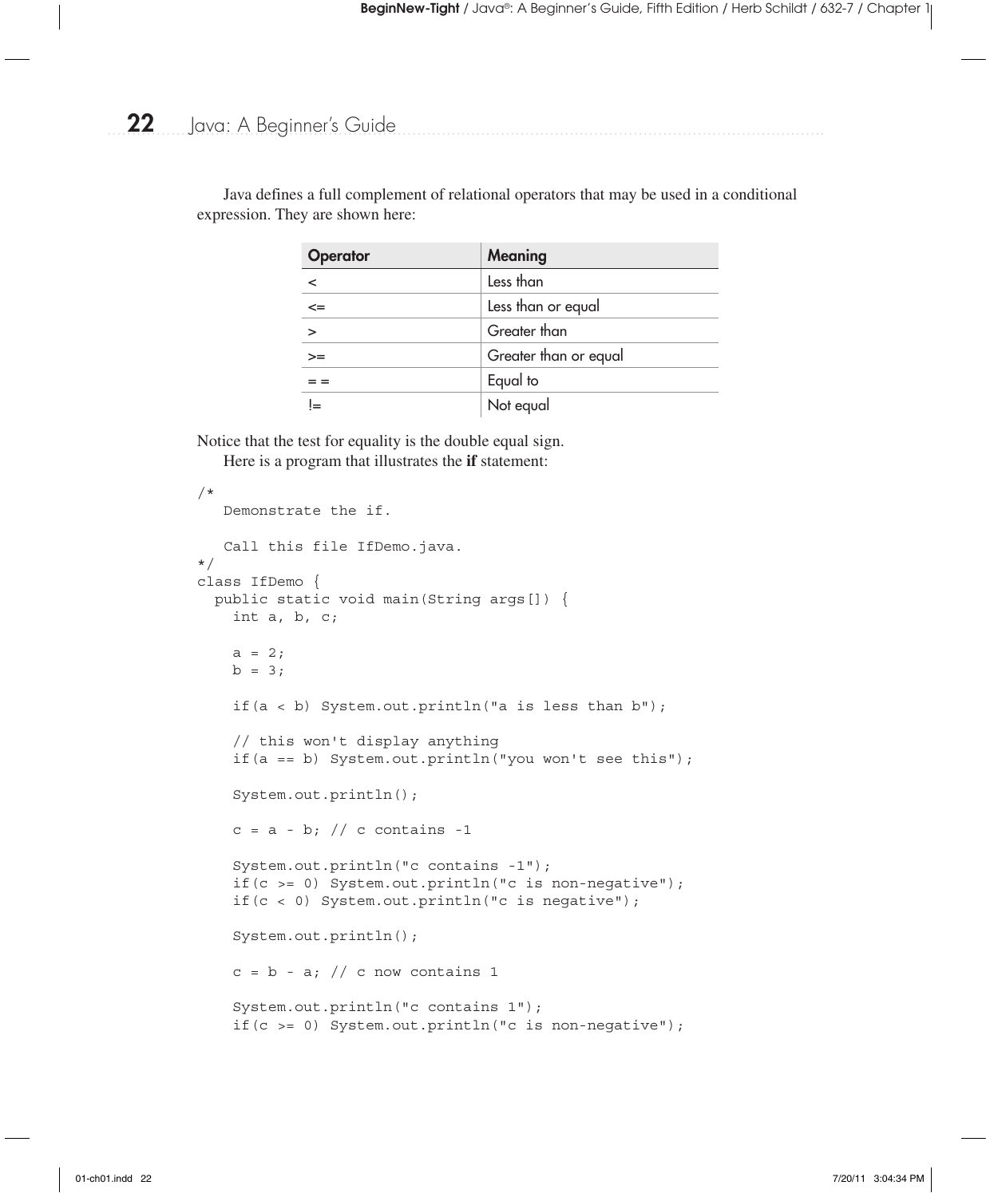Java defines a full complement of relational operators that may be used in a conditional expression. They are shown here:

| Operator | Meaning |
|---|---|
| < | Less than |
| <= | Less than or equal |
| > | Greater than |
| >= | Greater than or equal |
| == | Equal to |
| != | Not equal |

Notice that the test for equality is the double equal sign.

Here is a program that illustrates the **if** statement:

```
/*
   Demonstrate the if.

   Call this file IfDemo.java.
*/
class IfDemo {
  public static void main(String args[]) {
    int a, b, c;

    a = 2;
    b = 3;

    if(a < b) System.out.println("a is less than b");

    // this won't display anything
    if(a == b) System.out.println("you won't see this");

    System.out.println();

    c = a - b; // c contains -1

    System.out.println("c contains -1");
    if(c >= 0) System.out.println("c is non-negative");
    if(c < 0) System.out.println("c is negative");

    System.out.println();

    c = b - a; // c now contains 1

    System.out.println("c contains 1");
    if(c >= 0) System.out.println("c is non-negative");
```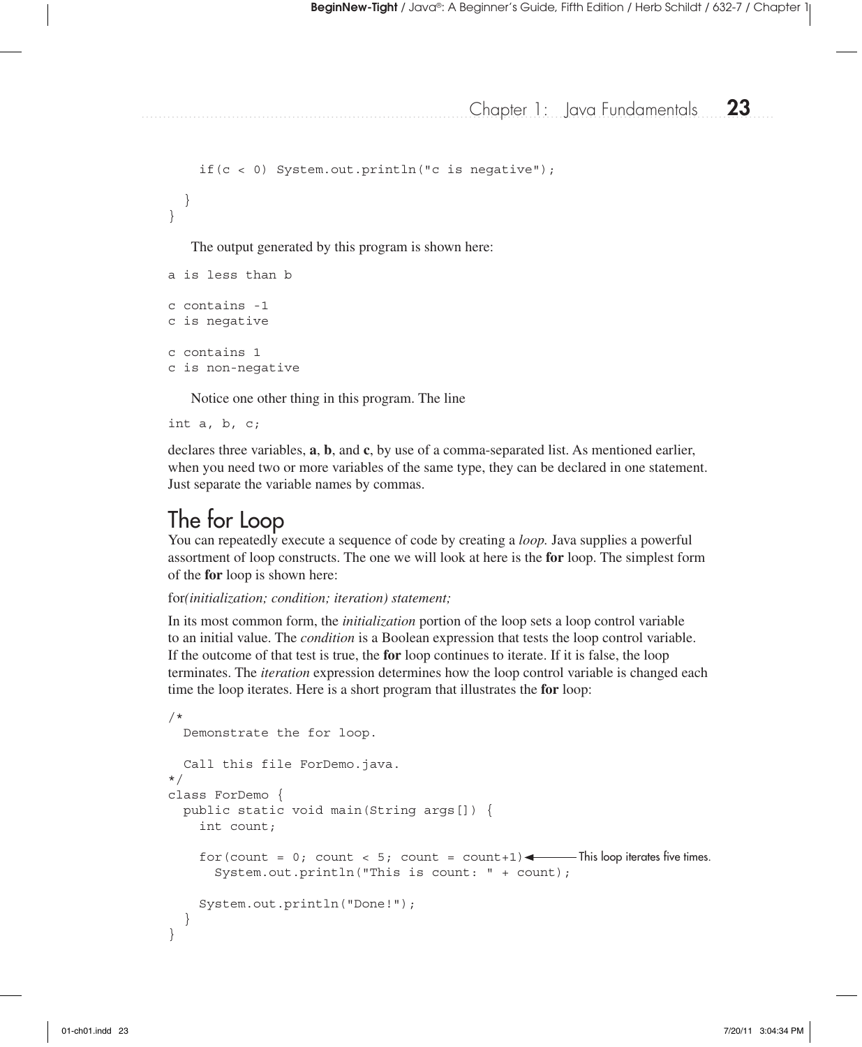```
    if(c < 0) System.out.println("c is negative");

  }
}
```

The output generated by this program is shown here:

```
a is less than b

c contains -1
c is negative

c contains 1
c is non-negative
```

Notice one other thing in this program. The line

```
int a, b, c;
```

declares three variables, **a**, **b**, and **c**, by use of a comma-separated list. As mentioned earlier, when you need two or more variables of the same type, they can be declared in one statement. Just separate the variable names by commas.

## The for Loop

You can repeatedly execute a sequence of code by creating a *loop*. Java supplies a powerful assortment of loop constructs. The one we will look at here is the **for** loop. The simplest form of the **for** loop is shown here:

for*(initialization; condition; iteration) statement;*

In its most common form, the *initialization* portion of the loop sets a loop control variable to an initial value. The *condition* is a Boolean expression that tests the loop control variable. If the outcome of that test is true, the **for** loop continues to iterate. If it is false, the loop terminates. The *iteration* expression determines how the loop control variable is changed each time the loop iterates. Here is a short program that illustrates the **for** loop:

```
/*
  Demonstrate the for loop.

  Call this file ForDemo.java.
*/
class ForDemo {
  public static void main(String args[]) {
    int count;

    for(count = 0; count < 5; count = count+1)   // This loop iterates five times.
      System.out.println("This is count: " + count);

    System.out.println("Done!");
  }
}
```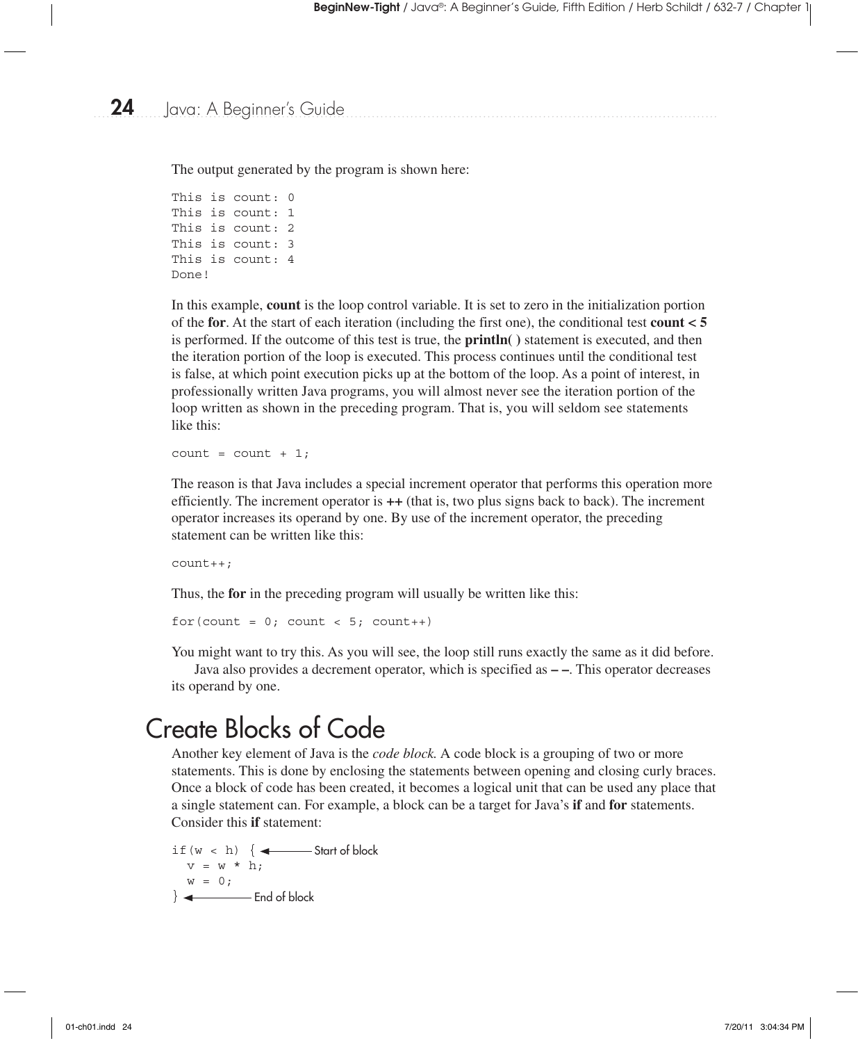The output generated by the program is shown here:

```
This is count: 0
This is count: 1
This is count: 2
This is count: 3
This is count: 4
Done!
```

In this example, **count** is the loop control variable. It is set to zero in the initialization portion of the **for**. At the start of each iteration (including the first one), the conditional test **count < 5** is performed. If the outcome of this test is true, the **println( )** statement is executed, and then the iteration portion of the loop is executed. This process continues until the conditional test is false, at which point execution picks up at the bottom of the loop. As a point of interest, in professionally written Java programs, you will almost never see the iteration portion of the loop written as shown in the preceding program. That is, you will seldom see statements like this:

```
count = count + 1;
```

The reason is that Java includes a special increment operator that performs this operation more efficiently. The increment operator is **++** (that is, two plus signs back to back). The increment operator increases its operand by one. By use of the increment operator, the preceding statement can be written like this:

```
count++;
```

Thus, the **for** in the preceding program will usually be written like this:

```
for(count = 0; count < 5; count++)
```

You might want to try this. As you will see, the loop still runs exactly the same as it did before.

Java also provides a decrement operator, which is specified as **– –**. This operator decreases its operand by one.

## Create Blocks of Code

Another key element of Java is the *code block*. A code block is a grouping of two or more statements. This is done by enclosing the statements between opening and closing curly braces. Once a block of code has been created, it becomes a logical unit that can be used any place that a single statement can. For example, a block can be a target for Java's **if** and **for** statements. Consider this **if** statement:

```
if(w < h) {  ◄——— Start of block
  v = w * h;
  w = 0;
}  ◄——— End of block
```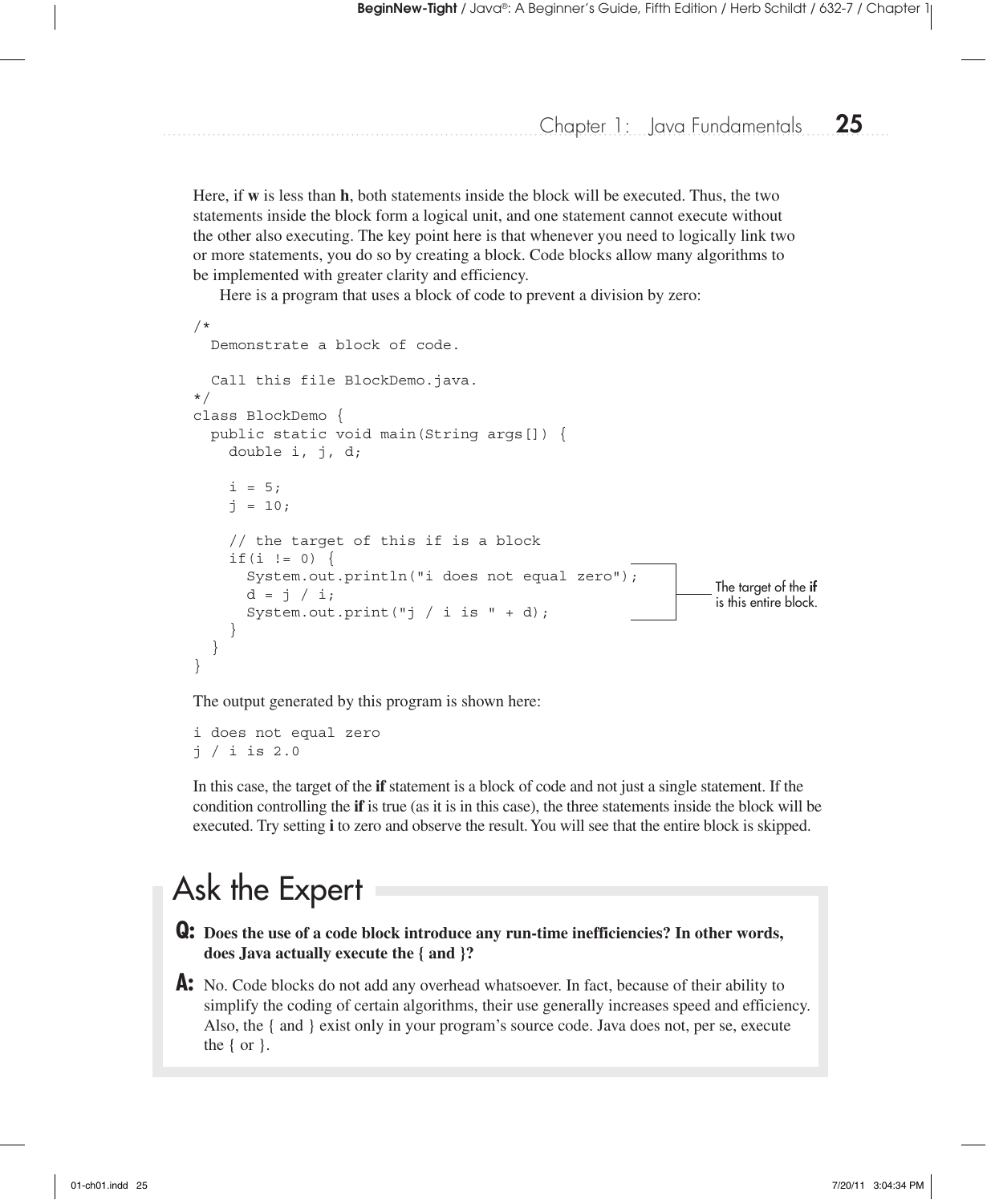Here, if **w** is less than **h**, both statements inside the block will be executed. Thus, the two statements inside the block form a logical unit, and one statement cannot execute without the other also executing. The key point here is that whenever you need to logically link two or more statements, you do so by creating a block. Code blocks allow many algorithms to be implemented with greater clarity and efficiency.

Here is a program that uses a block of code to prevent a division by zero:

```
/*
  Demonstrate a block of code.

  Call this file BlockDemo.java.
*/
class BlockDemo {
  public static void main(String args[]) {
    double i, j, d;

    i = 5;
    j = 10;

    // the target of this if is a block
    if(i != 0) {
      System.out.println("i does not equal zero");
      d = j / i;
      System.out.print("j / i is " + d);
    }
  }
}
```

The target of the **if** is this entire block.

The output generated by this program is shown here:

```
i does not equal zero
j / i is 2.0
```

In this case, the target of the **if** statement is a block of code and not just a single statement. If the condition controlling the **if** is true (as it is in this case), the three statements inside the block will be executed. Try setting **i** to zero and observe the result. You will see that the entire block is skipped.

## Ask the Expert

**Q: Does the use of a code block introduce any run-time inefficiencies? In other words, does Java actually execute the { and }?**

**A:** No. Code blocks do not add any overhead whatsoever. In fact, because of their ability to simplify the coding of certain algorithms, their use generally increases speed and efficiency. Also, the { and } exist only in your program's source code. Java does not, per se, execute the { or }.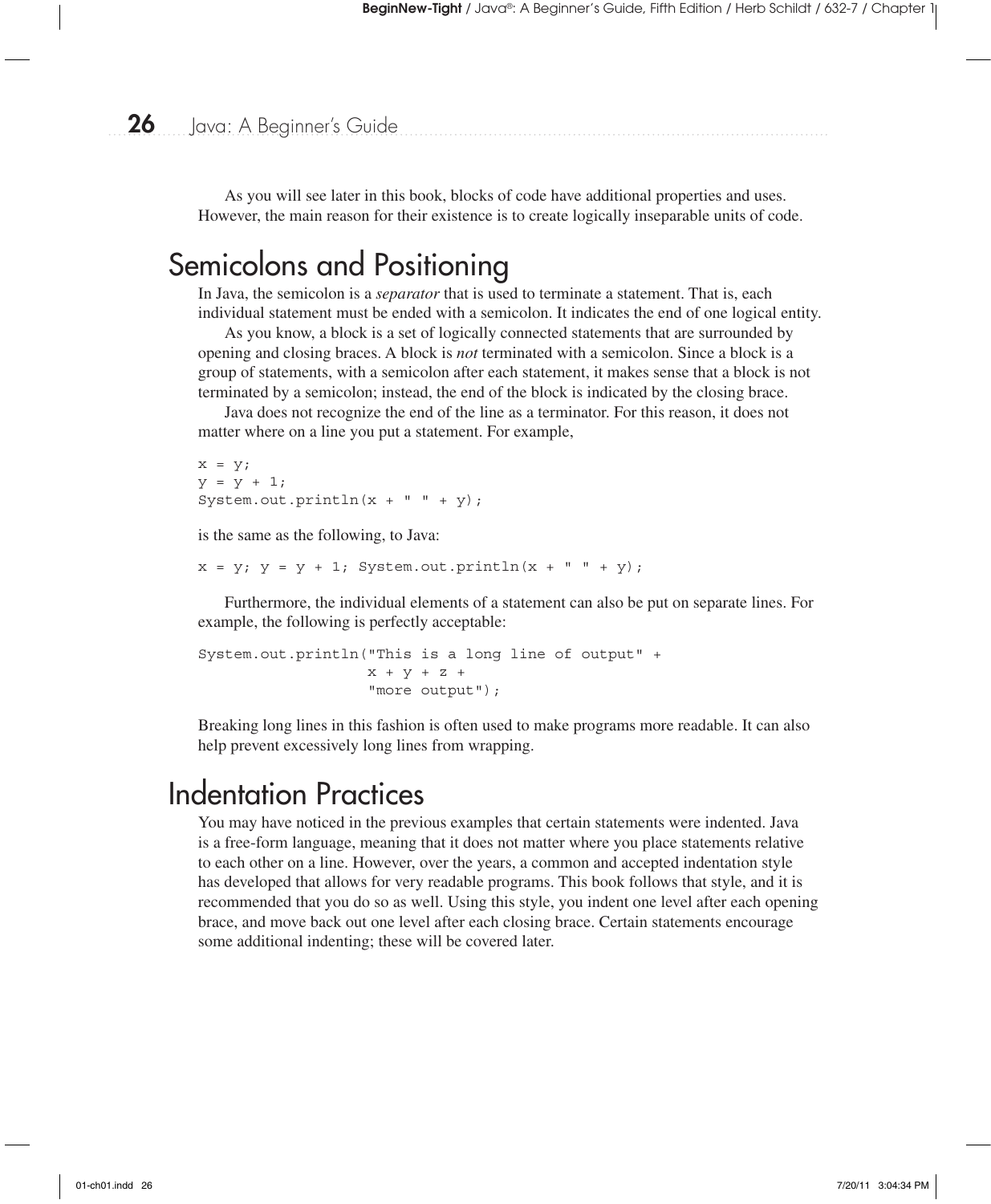As you will see later in this book, blocks of code have additional properties and uses. However, the main reason for their existence is to create logically inseparable units of code.

## Semicolons and Positioning

In Java, the semicolon is a *separator* that is used to terminate a statement. That is, each individual statement must be ended with a semicolon. It indicates the end of one logical entity.

As you know, a block is a set of logically connected statements that are surrounded by opening and closing braces. A block is *not* terminated with a semicolon. Since a block is a group of statements, with a semicolon after each statement, it makes sense that a block is not terminated by a semicolon; instead, the end of the block is indicated by the closing brace.

Java does not recognize the end of the line as a terminator. For this reason, it does not matter where on a line you put a statement. For example,

```
x = y;
y = y + 1;
System.out.println(x + " " + y);
```

is the same as the following, to Java:

```
x = y; y = y + 1; System.out.println(x + " " + y);
```

Furthermore, the individual elements of a statement can also be put on separate lines. For example, the following is perfectly acceptable:

```
System.out.println("This is a long line of output" +
                   x + y + z +
                   "more output");
```

Breaking long lines in this fashion is often used to make programs more readable. It can also help prevent excessively long lines from wrapping.

## Indentation Practices

You may have noticed in the previous examples that certain statements were indented. Java is a free-form language, meaning that it does not matter where you place statements relative to each other on a line. However, over the years, a common and accepted indentation style has developed that allows for very readable programs. This book follows that style, and it is recommended that you do so as well. Using this style, you indent one level after each opening brace, and move back out one level after each closing brace. Certain statements encourage some additional indenting; these will be covered later.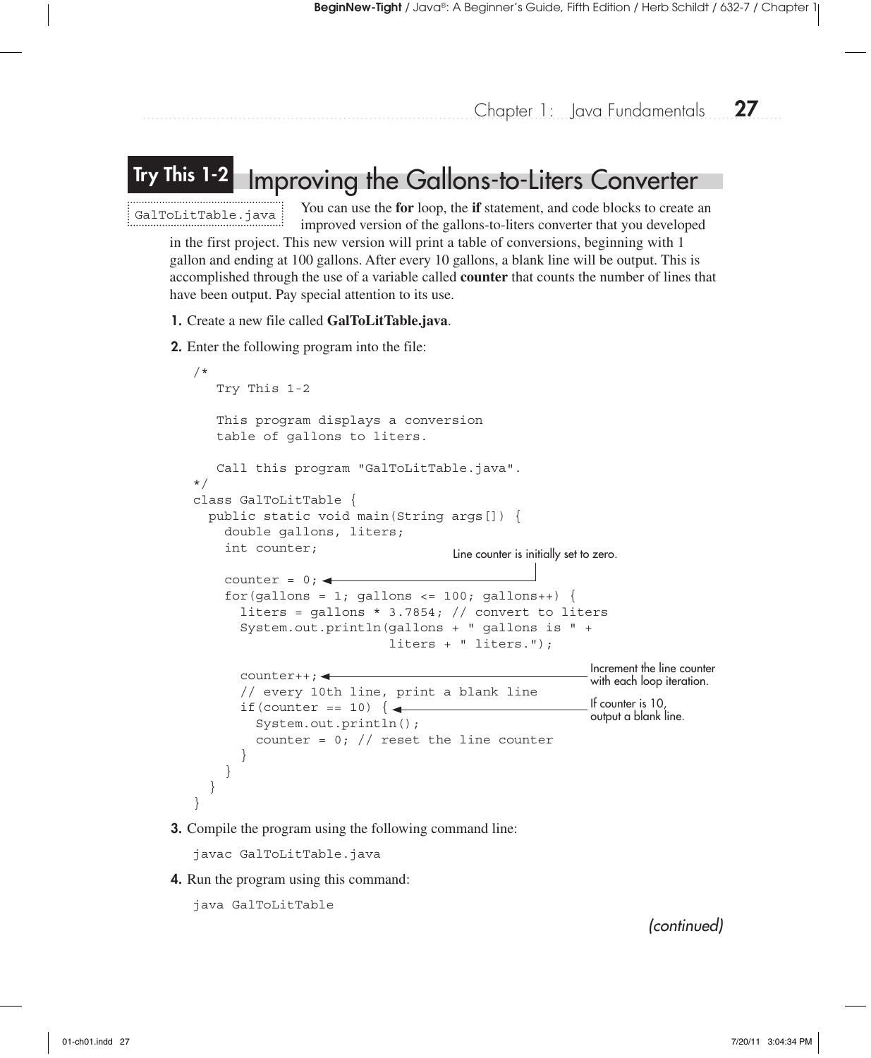## Try This 1-2 Improving the Gallons-to-Liters Converter

GalToLitTable.java

You can use the **for** loop, the **if** statement, and code blocks to create an improved version of the gallons-to-liters converter that you developed in the first project. This new version will print a table of conversions, beginning with 1 gallon and ending at 100 gallons. After every 10 gallons, a blank line will be output. This is accomplished through the use of a variable called **counter** that counts the number of lines that have been output. Pay special attention to its use.

1. Create a new file called **GalToLitTable.java**.
2. Enter the following program into the file:

```
/*
   Try This 1-2

   This program displays a conversion
   table of gallons to liters.

   Call this program "GalToLitTable.java".
*/
class GalToLitTable {
  public static void main(String args[]) {
    double gallons, liters;
    int counter;

    counter = 0;   // Line counter is initially set to zero.
    for(gallons = 1; gallons <= 100; gallons++) {
      liters = gallons * 3.7854; // convert to liters
      System.out.println(gallons + " gallons is " +
                         liters + " liters.");

      counter++;   // Increment the line counter with each loop iteration.
      // every 10th line, print a blank line
      if(counter == 10) {   // If counter is 10, output a blank line.
        System.out.println();
        counter = 0; // reset the line counter
      }
    }
  }
}
```

3. Compile the program using the following command line:

```
javac GalToLitTable.java
```

4. Run the program using this command:

```
java GalToLitTable
```

*(continued)*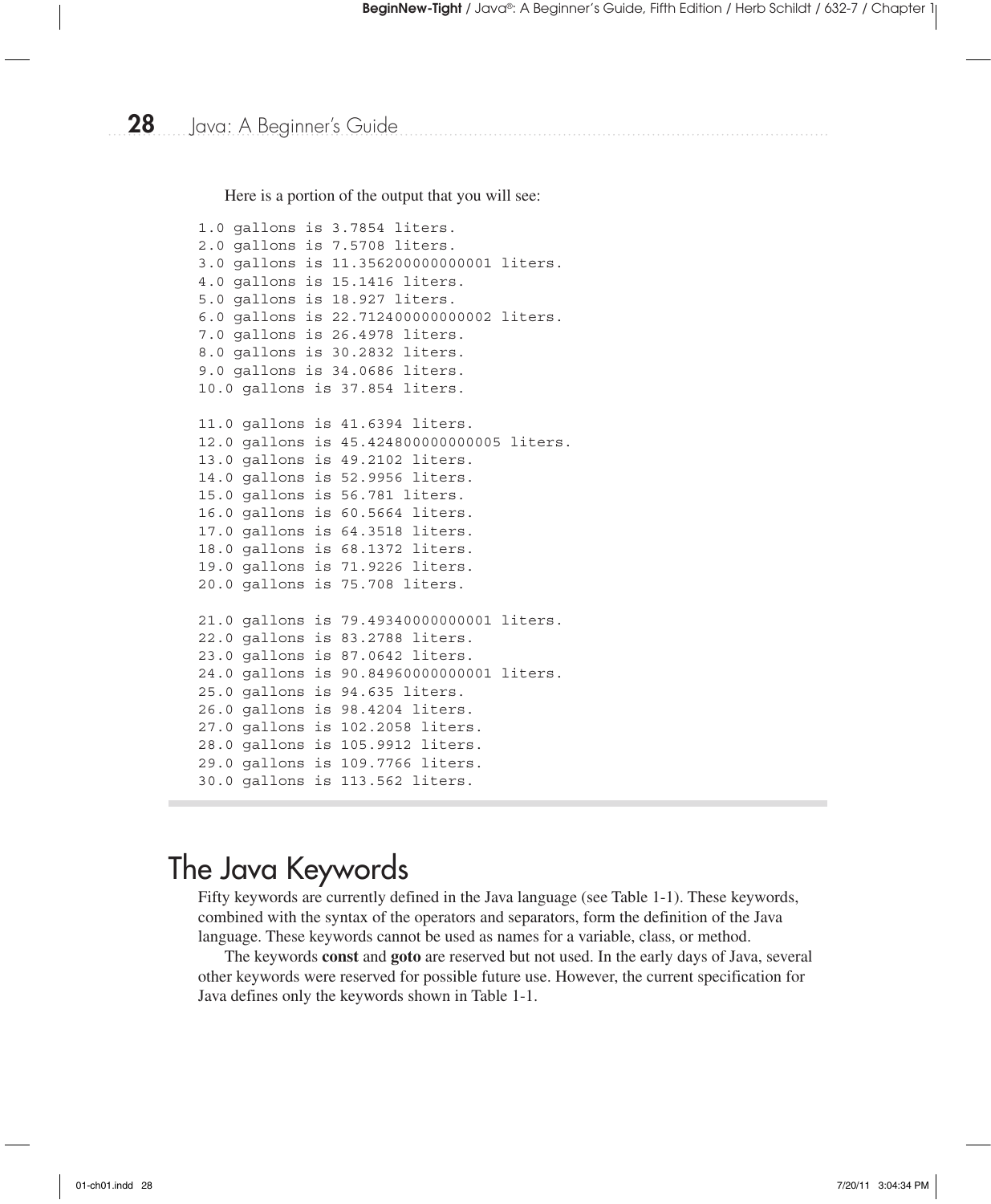Here is a portion of the output that you will see:

```
1.0 gallons is 3.7854 liters.
2.0 gallons is 7.5708 liters.
3.0 gallons is 11.356200000000001 liters.
4.0 gallons is 15.1416 liters.
5.0 gallons is 18.927 liters.
6.0 gallons is 22.712400000000002 liters.
7.0 gallons is 26.4978 liters.
8.0 gallons is 30.2832 liters.
9.0 gallons is 34.0686 liters.
10.0 gallons is 37.854 liters.

11.0 gallons is 41.6394 liters.
12.0 gallons is 45.424800000000005 liters.
13.0 gallons is 49.2102 liters.
14.0 gallons is 52.9956 liters.
15.0 gallons is 56.781 liters.
16.0 gallons is 60.5664 liters.
17.0 gallons is 64.3518 liters.
18.0 gallons is 68.1372 liters.
19.0 gallons is 71.9226 liters.
20.0 gallons is 75.708 liters.

21.0 gallons is 79.49340000000001 liters.
22.0 gallons is 83.2788 liters.
23.0 gallons is 87.0642 liters.
24.0 gallons is 90.84960000000001 liters.
25.0 gallons is 94.635 liters.
26.0 gallons is 98.4204 liters.
27.0 gallons is 102.2058 liters.
28.0 gallons is 105.9912 liters.
29.0 gallons is 109.7766 liters.
30.0 gallons is 113.562 liters.
```

## The Java Keywords

Fifty keywords are currently defined in the Java language (see Table 1-1). These keywords, combined with the syntax of the operators and separators, form the definition of the Java language. These keywords cannot be used as names for a variable, class, or method.

The keywords **const** and **goto** are reserved but not used. In the early days of Java, several other keywords were reserved for possible future use. However, the current specification for Java defines only the keywords shown in Table 1-1.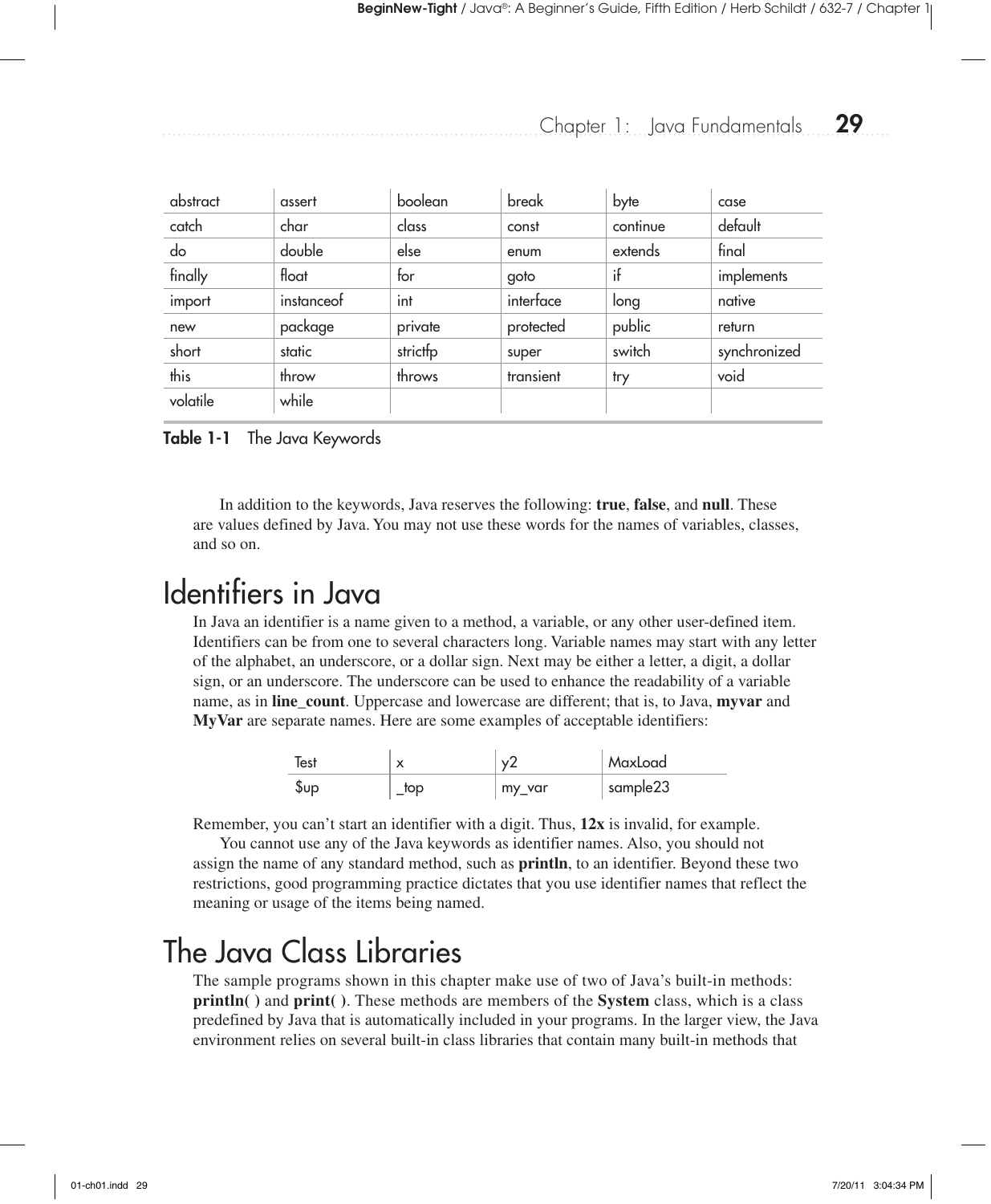| abstract | assert | boolean | break | byte | case |
|---|---|---|---|---|---|
| catch | char | class | const | continue | default |
| do | double | else | enum | extends | final |
| finally | float | for | goto | if | implements |
| import | instanceof | int | interface | long | native |
| new | package | private | protected | public | return |
| short | static | strictfp | super | switch | synchronized |
| this | throw | throws | transient | try | void |
| volatile | while | | | | |

**Table 1-1** The Java Keywords

In addition to the keywords, Java reserves the following: **true**, **false**, and **null**. These are values defined by Java. You may not use these words for the names of variables, classes, and so on.

# Identifiers in Java

In Java an identifier is a name given to a method, a variable, or any other user-defined item. Identifiers can be from one to several characters long. Variable names may start with any letter of the alphabet, an underscore, or a dollar sign. Next may be either a letter, a digit, a dollar sign, or an underscore. The underscore can be used to enhance the readability of a variable name, as in **line_count**. Uppercase and lowercase are different; that is, to Java, **myvar** and **MyVar** are separate names. Here are some examples of acceptable identifiers:

| Test | x | y2 | MaxLoad |
|---|---|---|---|
| $up | _top | my_var | sample23 |

Remember, you can't start an identifier with a digit. Thus, **12x** is invalid, for example.

You cannot use any of the Java keywords as identifier names. Also, you should not assign the name of any standard method, such as **println**, to an identifier. Beyond these two restrictions, good programming practice dictates that you use identifier names that reflect the meaning or usage of the items being named.

# The Java Class Libraries

The sample programs shown in this chapter make use of two of Java's built-in methods: **println( )** and **print( )**. These methods are members of the **System** class, which is a class predefined by Java that is automatically included in your programs. In the larger view, the Java environment relies on several built-in class libraries that contain many built-in methods that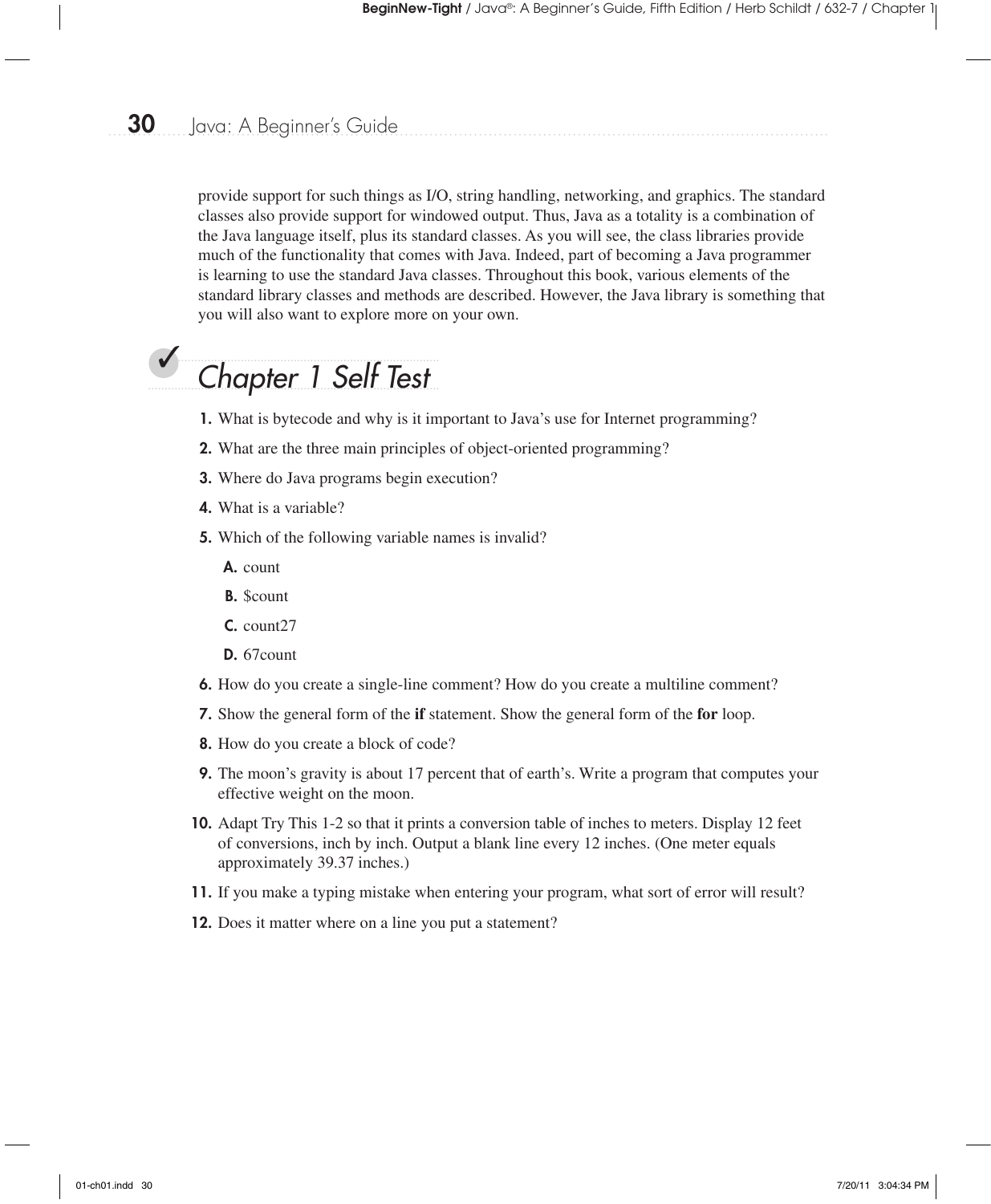provide support for such things as I/O, string handling, networking, and graphics. The standard classes also provide support for windowed output. Thus, Java as a totality is a combination of the Java language itself, plus its standard classes. As you will see, the class libraries provide much of the functionality that comes with Java. Indeed, part of becoming a Java programmer is learning to use the standard Java classes. Throughout this book, various elements of the standard library classes and methods are described. However, the Java library is something that you will also want to explore more on your own.

## ✓ *Chapter 1 Self Test*

1. What is bytecode and why is it important to Java's use for Internet programming?
2. What are the three main principles of object-oriented programming?
3. Where do Java programs begin execution?
4. What is a variable?
5. Which of the following variable names is invalid?

   **A.** count

   **B.** $count

   **C.** count27

   **D.** 67count
6. How do you create a single-line comment? How do you create a multiline comment?
7. Show the general form of the **if** statement. Show the general form of the **for** loop.
8. How do you create a block of code?
9. The moon's gravity is about 17 percent that of earth's. Write a program that computes your effective weight on the moon.
10. Adapt Try This 1-2 so that it prints a conversion table of inches to meters. Display 12 feet of conversions, inch by inch. Output a blank line every 12 inches. (One meter equals approximately 39.37 inches.)
11. If you make a typing mistake when entering your program, what sort of error will result?
12. Does it matter where on a line you put a statement?